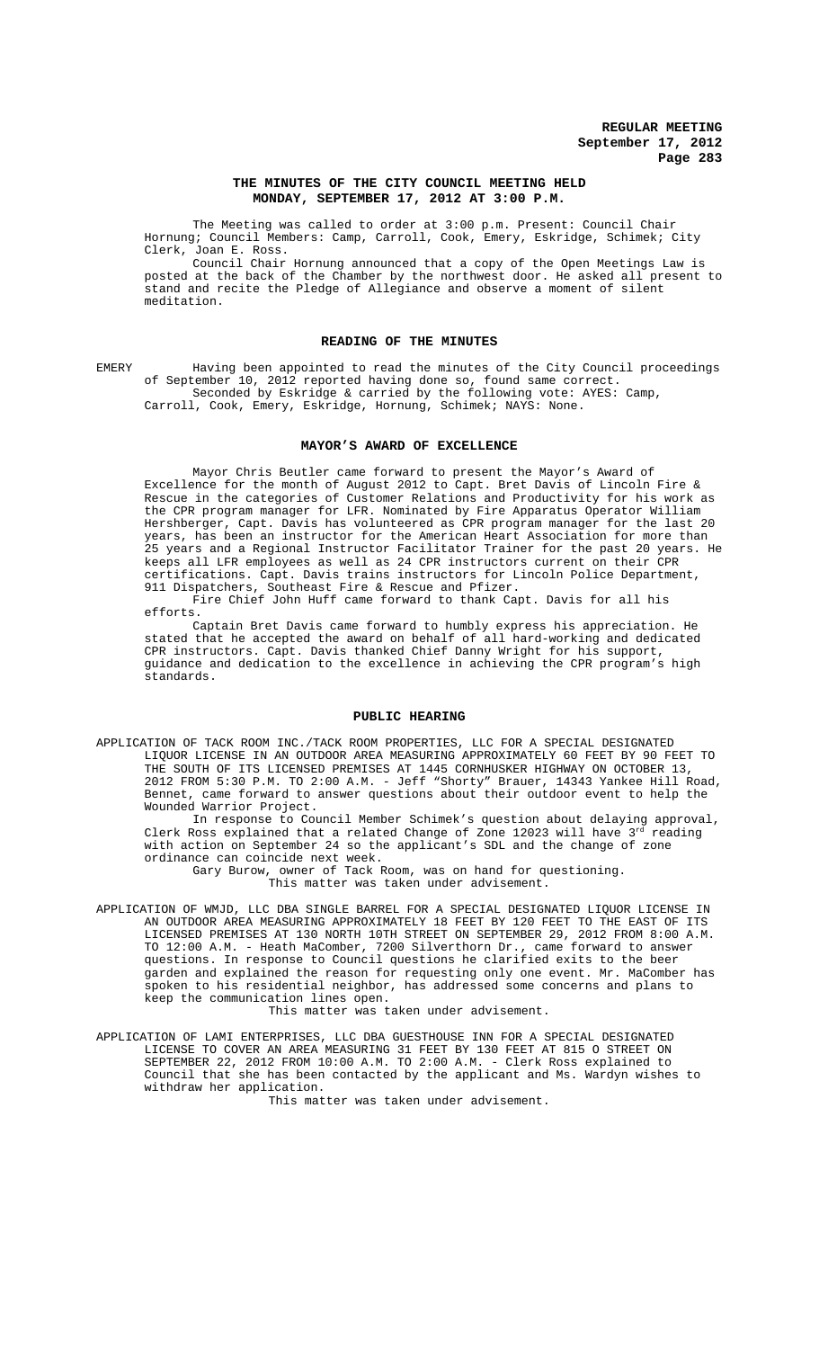# THE MINUTES OF THE CITY COUNCIL MEETING HELD MONDAY, SEPTEMBER 17, 2012 AT 3:00 P.M.

The Meeting was called to order at 3:00 p.m. Present: Council Chair Hornung; Council Members: Camp, Carroll, Cook, Emery, Eskridge, Schimek; City Clerk, Joan E. Ross.

Council Chair Hornung announced that a copy of the Open Meetings Law is posted at the back of the Chamber by the northwest door. He asked all present to stand and recite the Pledge of Allegiance and observe a moment of silent meditation.

## READING OF THE MINUTES

EMERY Having been appointed to read the minutes of the City Council proceedings of September 10, 2012 reported having done so, found same correct.

Seconded by Eskridge & carried by the following vote: AYES: Camp, Carroll, Cook, Emery, Eskridge, Hornung, Schimek; NAYS: None.

## MAYOR'S AWARD OF EXCELLENCE

Mayor Chris Beutler came forward to present the Mayor's Award of Excellence for the month of August 2012 to Capt. Bret Davis of Lincoln Fire & Rescue in the categories of Customer Relations and Productivity for his work as the CPR program manager for LFR. Nominated by Fire Apparatus Operator William Hershberger, Capt. Davis has volunteered as CPR program manager for the last 20 years, has been an instructor for the American Heart Association for more than 25 years and a Regional Instructor Facilitator Trainer for the past 20 years. He keeps all LFR employees as well as 24 CPR instructors current on their CPR certifications. Capt. Davis trains instructors for Lincoln Police Department, 911 Dispatchers, Southeast Fire & Rescue and Pfizer.

Fire Chief John Huff came forward to thank Capt. Davis for all his efforts.

Captain Bret Davis came forward to humbly express his appreciation. He stated that he accepted the award on behalf of all hard-working and dedicated CPR instructors. Capt. Davis thanked Chief Danny Wright for his support, guidance and dedication to the excellence in achieving the CPR program's high standards.

## PUBLIC HEARING

APPLICATION OF TACK ROOM INC./TACK ROOM PROPERTIES, LLC FOR A SPECIAL DESIGNATED LIQUOR LICENSE IN AN OUTDOOR AREA MEASURING APPROXIMATELY 60 FEET BY 90 FEET TO THE SOUTH OF ITS LICENSED PREMISES AT 1445 CORNHUSKER HIGHWAY ON OCTOBER 13, 2012 FROM 5:30 P.M. TO 2:00 A.M. - Jeff "Shorty" Brauer, 14343 Yankee Hill Road, Bennet, came forward to answer questions about their outdoor event to help the Wounded Warrior Project.

In response to Council Member Schimek's question about delaying approval, Clerk Ross explained that a related Change of Zone 12023 will have 3rd reading with action on September 24 so the applicant's SDL and the change of zone ordinance can coincide next week.

Gary Burow, owner of Tack Room, was on hand for questioning.

This matter was taken under advisement.

APPLICATION OF WMJD, LLC DBA SINGLE BARREL FOR A SPECIAL DESIGNATED LIQUOR LICENSE IN AN OUTDOOR AREA MEASURING APPROXIMATELY 18 FEET BY 120 FEET TO THE EAST OF ITS LICENSED PREMISES AT 130 NORTH 10TH STREET ON SEPTEMBER 29, 2012 FROM 8:00 A.M. TO 12:00 A.M. - Heath MaComber, 7200 Silverthorn Dr., came forward to answer questions. In response to Council questions he clarified exits to the beer garden and explained the reason for requesting only one event. Mr. MaComber has spoken to his residential neighbor, has addressed some concerns and plans to keep the communication lines open.

This matter was taken under advisement.

APPLICATION OF LAMI ENTERPRISES, LLC DBA GUESTHOUSE INN FOR A SPECIAL DESIGNATED LICENSE TO COVER AN AREA MEASURING 31 FEET BY 130 FEET AT 815 O STREET ON SEPTEMBER 22, 2012 FROM 10:00 A.M. TO 2:00 A.M. - Clerk Ross explained to Council that she has been contacted by the applicant and Ms. Wardyn wishes to withdraw her application.

This matter was taken under advisement.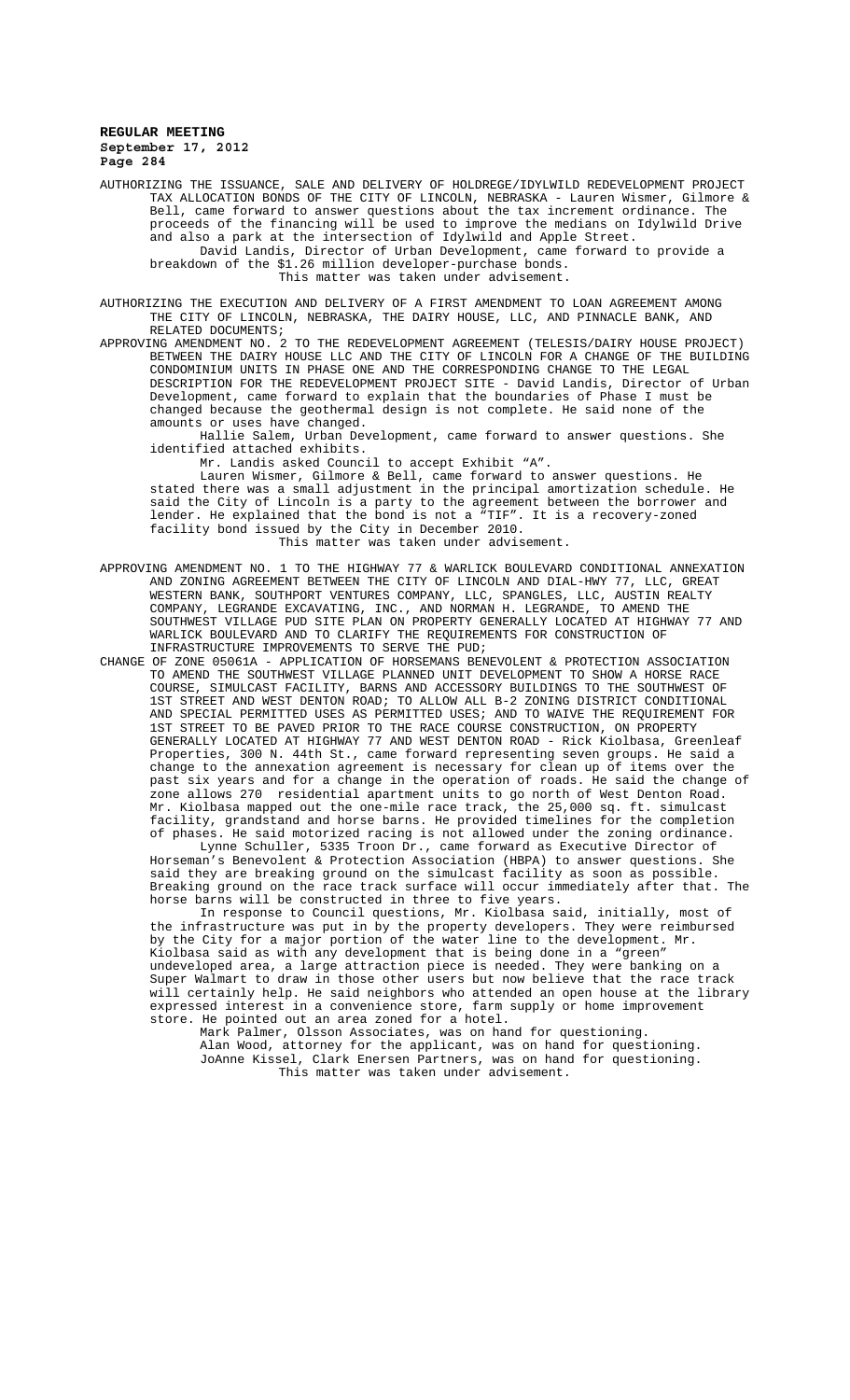AUTHORIZING THE ISSUANCE, SALE AND DELIVERY OF HOLDREGE/IDYLWILD REDEVELOPMENT PROJECT TAX ALLOCATION BONDS OF THE CITY OF LINCOLN, NEBRASKA - Lauren Wismer, Gilmore & Bell, came forward to answer questions about the tax increment ordinance. The proceeds of the financing will be used to improve the medians on Idylwild Drive and also a park at the intersection of Idylwild and Apple Street.

David Landis, Director of Urban Development, came forward to provide a breakdown of the $1.26 million developer-purchase bonds.

This matter was taken under advisement.

AUTHORIZING THE EXECUTION AND DELIVERY OF A FIRST AMENDMENT TO LOAN AGREEMENT AMONG THE CITY OF LINCOLN, NEBRASKA, THE DAIRY HOUSE, LLC, AND PINNACLE BANK, AND RELATED DOCUMENTS;

APPROVING AMENDMENT NO. 2 TO THE REDEVELOPMENT AGREEMENT (TELESIS/DAIRY HOUSE PROJECT) BETWEEN THE DAIRY HOUSE LLC AND THE CITY OF LINCOLN FOR A CHANGE OF THE BUILDING CONDOMINIUM UNITS IN PHASE ONE AND THE CORRESPONDING CHANGE TO THE LEGAL DESCRIPTION FOR THE REDEVELOPMENT PROJECT SITE - David Landis, Director of Urban Development, came forward to explain that the boundaries of Phase I must be changed because the geothermal design is not complete. He said none of the amounts or uses have changed.

Hallie Salem, Urban Development, came forward to answer questions. She identified attached exhibits.

Mr. Landis asked Council to accept Exhibit "A".

Lauren Wismer, Gilmore & Bell, came forward to answer questions. He stated there was a small adjustment in the principal amortization schedule. He said the City of Lincoln is a party to the agreement between the borrower and lender. He explained that the bond is not a "TIF". It is a recovery-zoned facility bond issued by the City in December 2010.

This matter was taken under advisement.

APPROVING AMENDMENT NO. 1 TO THE HIGHWAY 77 & WARLICK BOULEVARD CONDITIONAL ANNEXATION AND ZONING AGREEMENT BETWEEN THE CITY OF LINCOLN AND DIAL-HWY 77, LLC, GREAT WESTERN BANK, SOUTHPORT VENTURES COMPANY, LLC, SPANGLES, LLC, AUSTIN REALTY COMPANY, LEGRANDE EXCAVATING, INC., AND NORMAN H. LEGRANDE, TO AMEND THE SOUTHWEST VILLAGE PUD SITE PLAN ON PROPERTY GENERALLY LOCATED AT HIGHWAY 77 AND WARLICK BOULEVARD AND TO CLARIFY THE REQUIREMENTS FOR CONSTRUCTION OF INFRASTRUCTURE IMPROVEMENTS TO SERVE THE PUD;

CHANGE OF ZONE 05061A - APPLICATION OF HORSEMANS BENEVOLENT & PROTECTION ASSOCIATION TO AMEND THE SOUTHWEST VILLAGE PLANNED UNIT DEVELOPMENT TO SHOW A HORSE RACE COURSE, SIMULCAST FACILITY, BARNS AND ACCESSORY BUILDINGS TO THE SOUTHWEST OF 1ST STREET AND WEST DENTON ROAD; TO ALLOW ALL B-2 ZONING DISTRICT CONDITIONAL AND SPECIAL PERMITTED USES AS PERMITTED USES; AND TO WAIVE THE REQUIREMENT FOR 1ST STREET TO BE PAVED PRIOR TO THE RACE COURSE CONSTRUCTION, ON PROPERTY GENERALLY LOCATED AT HIGHWAY 77 AND WEST DENTON ROAD - Rick Kiolbasa, Greenleaf Properties, 300 N. 44th St., came forward representing seven groups. He said a change to the annexation agreement is necessary for clean up of items over the past six years and for a change in the operation of roads. He said the change of zone allows 270 residential apartment units to go north of West Denton Road. Mr. Kiolbasa mapped out the one-mile race track, the 25,000 sq. ft. simulcast facility, grandstand and horse barns. He provided timelines for the completion of phases. He said motorized racing is not allowed under the zoning ordinance.

Lynne Schuller, 5335 Troon Dr., came forward as Executive Director of Horseman's Benevolent & Protection Association (HBPA) to answer questions. She said they are breaking ground on the simulcast facility as soon as possible. Breaking ground on the race track surface will occur immediately after that. The horse barns will be constructed in three to five years.

In response to Council questions, Mr. Kiolbasa said, initially, most of the infrastructure was put in by the property developers. They were reimbursed by the City for a major portion of the water line to the development. Mr. Kiolbasa said as with any development that is being done in a "green" undeveloped area, a large attraction piece is needed. They were banking on a Super Walmart to draw in those other users but now believe that the race track will certainly help. He said neighbors who attended an open house at the library expressed interest in a convenience store, farm supply or home improvement store. He pointed out an area zoned for a hotel.

Mark Palmer, Olsson Associates, was on hand for questioning.

Alan Wood, attorney for the applicant, was on hand for questioning.

JoAnne Kissel, Clark Enersen Partners, was on hand for questioning.

This matter was taken under advisement.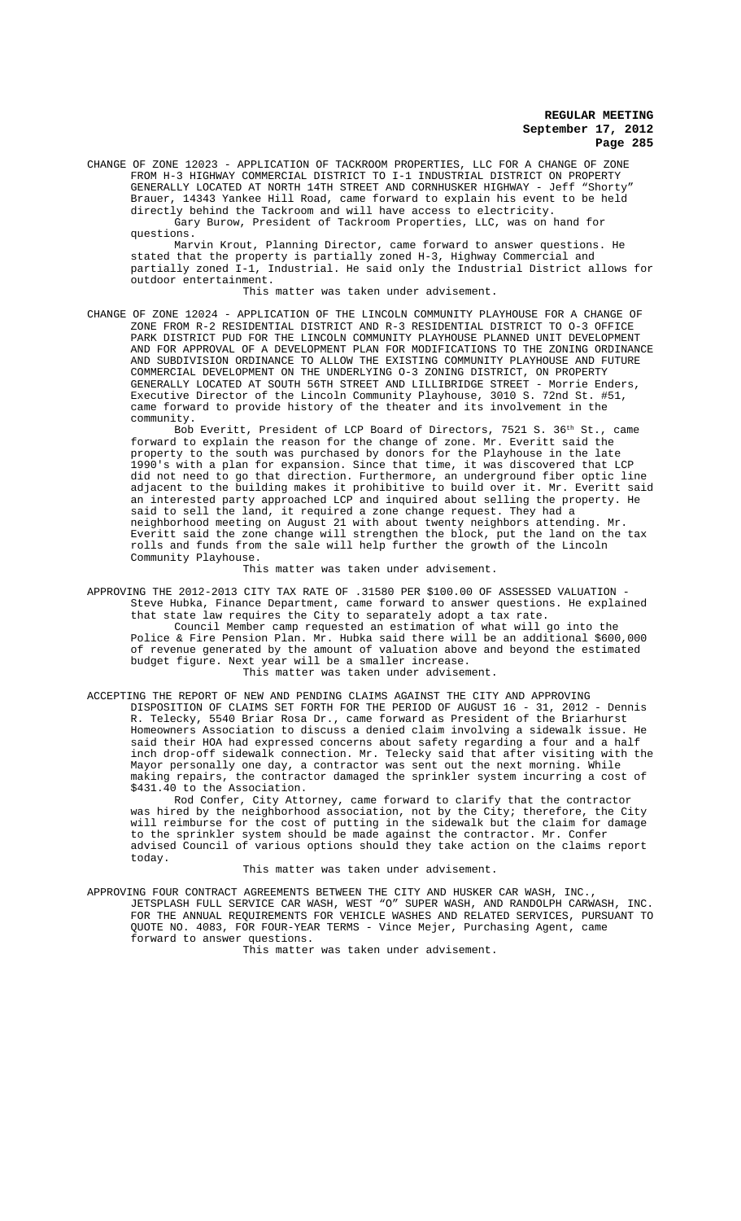CHANGE OF ZONE 12023 - APPLICATION OF TACKROOM PROPERTIES, LLC FOR A CHANGE OF ZONE FROM H-3 HIGHWAY COMMERCIAL DISTRICT TO I-1 INDUSTRIAL DISTRICT ON PROPERTY GENERALLY LOCATED AT NORTH 14TH STREET AND CORNHUSKER HIGHWAY - Jeff "Shorty" Brauer, 14343 Yankee Hill Road, came forward to explain his event to be held directly behind the Tackroom and will have access to electricity.

Gary Burow, President of Tackroom Properties, LLC, was on hand for questions.

Marvin Krout, Planning Director, came forward to answer questions. He stated that the property is partially zoned H-3, Highway Commercial and partially zoned I-1, Industrial. He said only the Industrial District allows for outdoor entertainment.

This matter was taken under advisement.

CHANGE OF ZONE 12024 - APPLICATION OF THE LINCOLN COMMUNITY PLAYHOUSE FOR A CHANGE OF ZONE FROM R-2 RESIDENTIAL DISTRICT AND R-3 RESIDENTIAL DISTRICT TO O-3 OFFICE PARK DISTRICT PUD FOR THE LINCOLN COMMUNITY PLAYHOUSE PLANNED UNIT DEVELOPMENT AND FOR APPROVAL OF A DEVELOPMENT PLAN FOR MODIFICATIONS TO THE ZONING ORDINANCE AND SUBDIVISION ORDINANCE TO ALLOW THE EXISTING COMMUNITY PLAYHOUSE AND FUTURE COMMERCIAL DEVELOPMENT ON THE UNDERLYING O-3 ZONING DISTRICT, ON PROPERTY GENERALLY LOCATED AT SOUTH 56TH STREET AND LILLIBRIDGE STREET - Morrie Enders, Executive Director of the Lincoln Community Playhouse, 3010 S. 72nd St. #51, came forward to provide history of the theater and its involvement in the community.

Bob Everitt, President of LCP Board of Directors, 7521 S. 36th St., came forward to explain the reason for the change of zone. Mr. Everitt said the property to the south was purchased by donors for the Playhouse in the late 1990's with a plan for expansion. Since that time, it was discovered that LCP did not need to go that direction. Furthermore, an underground fiber optic line adjacent to the building makes it prohibitive to build over it. Mr. Everitt said an interested party approached LCP and inquired about selling the property. He said to sell the land, it required a zone change request. They had a neighborhood meeting on August 21 with about twenty neighbors attending. Mr. Everitt said the zone change will strengthen the block, put the land on the tax rolls and funds from the sale will help further the growth of the Lincoln Community Playhouse.

This matter was taken under advisement.

APPROVING THE 2012-2013 CITY TAX RATE OF .31580 PER $100.00 OF ASSESSED VALUATION - Steve Hubka, Finance Department, came forward to answer questions. He explained that state law requires the City to separately adopt a tax rate.

Council Member camp requested an estimation of what will go into the Police & Fire Pension Plan. Mr. Hubka said there will be an additional $600,000 of revenue generated by the amount of valuation above and beyond the estimated budget figure. Next year will be a smaller increase.

This matter was taken under advisement.

ACCEPTING THE REPORT OF NEW AND PENDING CLAIMS AGAINST THE CITY AND APPROVING DISPOSITION OF CLAIMS SET FORTH FOR THE PERIOD OF AUGUST 16 - 31, 2012 - Dennis R. Telecky, 5540 Briar Rosa Dr., came forward as President of the Briarhurst Homeowners Association to discuss a denied claim involving a sidewalk issue. He said their HOA had expressed concerns about safety regarding a four and a half inch drop-off sidewalk connection. Mr. Telecky said that after visiting with the Mayor personally one day, a contractor was sent out the next morning. While making repairs, the contractor damaged the sprinkler system incurring a cost of $431.40 to the Association.

Rod Confer, City Attorney, came forward to clarify that the contractor was hired by the neighborhood association, not by the City; therefore, the City will reimburse for the cost of putting in the sidewalk but the claim for damage to the sprinkler system should be made against the contractor. Mr. Confer advised Council of various options should they take action on the claims report today.

This matter was taken under advisement.

APPROVING FOUR CONTRACT AGREEMENTS BETWEEN THE CITY AND HUSKER CAR WASH, INC., JETSPLASH FULL SERVICE CAR WASH, WEST "O" SUPER WASH, AND RANDOLPH CARWASH, INC. FOR THE ANNUAL REQUIREMENTS FOR VEHICLE WASHES AND RELATED SERVICES, PURSUANT TO QUOTE NO. 4083, FOR FOUR-YEAR TERMS - Vince Mejer, Purchasing Agent, came forward to answer questions.

This matter was taken under advisement.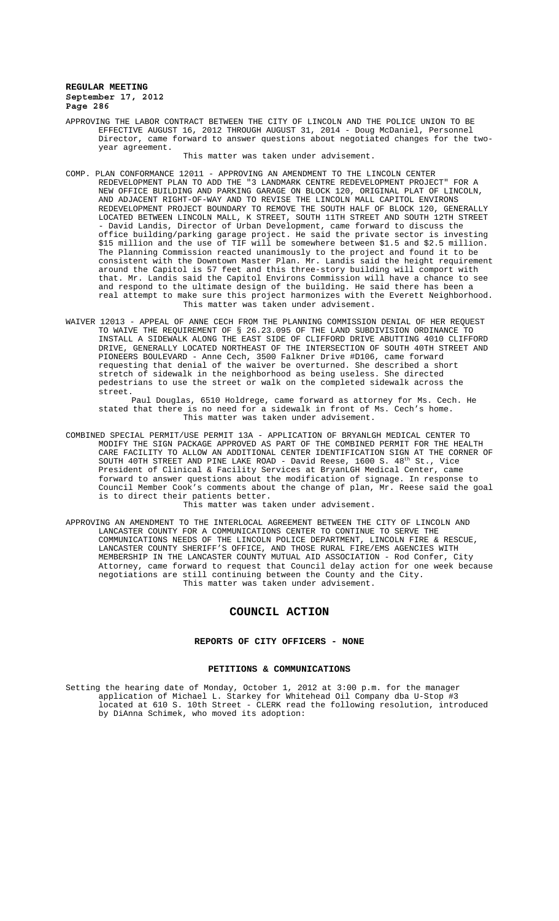APPROVING THE LABOR CONTRACT BETWEEN THE CITY OF LINCOLN AND THE POLICE UNION TO BE EFFECTIVE AUGUST 16, 2012 THROUGH AUGUST 31, 2014 - Doug McDaniel, Personnel Director, came forward to answer questions about negotiated changes for the two-year agreement.

This matter was taken under advisement.

COMP. PLAN CONFORMANCE 12011 - APPROVING AN AMENDMENT TO THE LINCOLN CENTER REDEVELOPMENT PLAN TO ADD THE "3 LANDMARK CENTRE REDEVELOPMENT PROJECT" FOR A NEW OFFICE BUILDING AND PARKING GARAGE ON BLOCK 120, ORIGINAL PLAT OF LINCOLN, AND ADJACENT RIGHT-OF-WAY AND TO REVISE THE LINCOLN MALL CAPITOL ENVIRONS REDEVELOPMENT PROJECT BOUNDARY TO REMOVE THE SOUTH HALF OF BLOCK 120, GENERALLY LOCATED BETWEEN LINCOLN MALL, K STREET, SOUTH 11TH STREET AND SOUTH 12TH STREET - David Landis, Director of Urban Development, came forward to discuss the office building/parking garage project. He said the private sector is investing $15 million and the use of TIF will be somewhere between $1.5 and $2.5 million. The Planning Commission reacted unanimously to the project and found it to be consistent with the Downtown Master Plan. Mr. Landis said the height requirement around the Capitol is 57 feet and this three-story building will comport with that. Mr. Landis said the Capitol Environs Commission will have a chance to see and respond to the ultimate design of the building. He said there has been a real attempt to make sure this project harmonizes with the Everett Neighborhood.

This matter was taken under advisement.

WAIVER 12013 - APPEAL OF ANNE CECH FROM THE PLANNING COMMISSION DENIAL OF HER REQUEST TO WAIVE THE REQUIREMENT OF § 26.23.095 OF THE LAND SUBDIVISION ORDINANCE TO INSTALL A SIDEWALK ALONG THE EAST SIDE OF CLIFFORD DRIVE ABUTTING 4010 CLIFFORD DRIVE, GENERALLY LOCATED NORTHEAST OF THE INTERSECTION OF SOUTH 40TH STREET AND PIONEERS BOULEVARD - Anne Cech, 3500 Falkner Drive #D106, came forward requesting that denial of the waiver be overturned. She described a short stretch of sidewalk in the neighborhood as being useless. She directed pedestrians to use the street or walk on the completed sidewalk across the street.

Paul Douglas, 6510 Holdrege, came forward as attorney for Ms. Cech. He stated that there is no need for a sidewalk in front of Ms. Cech's home.

This matter was taken under advisement.

COMBINED SPECIAL PERMIT/USE PERMIT 13A - APPLICATION OF BRYANLGH MEDICAL CENTER TO MODIFY THE SIGN PACKAGE APPROVED AS PART OF THE COMBINED PERMIT FOR THE HEALTH CARE FACILITY TO ALLOW AN ADDITIONAL CENTER IDENTIFICATION SIGN AT THE CORNER OF SOUTH 40TH STREET AND PINE LAKE ROAD - David Reese, 1600 S. 48th St., Vice President of Clinical & Facility Services at BryanLGH Medical Center, came forward to answer questions about the modification of signage. In response to Council Member Cook's comments about the change of plan, Mr. Reese said the goal is to direct their patients better.

This matter was taken under advisement.

APPROVING AN AMENDMENT TO THE INTERLOCAL AGREEMENT BETWEEN THE CITY OF LINCOLN AND LANCASTER COUNTY FOR A COMMUNICATIONS CENTER TO CONTINUE TO SERVE THE COMMUNICATIONS NEEDS OF THE LINCOLN POLICE DEPARTMENT, LINCOLN FIRE & RESCUE, LANCASTER COUNTY SHERIFF'S OFFICE, AND THOSE RURAL FIRE/EMS AGENCIES WITH MEMBERSHIP IN THE LANCASTER COUNTY MUTUAL AID ASSOCIATION - Rod Confer, City Attorney, came forward to request that Council delay action for one week because negotiations are still continuing between the County and the City.

This matter was taken under advisement.

## COUNCIL ACTION

### REPORTS OF CITY OFFICERS - NONE

### PETITIONS & COMMUNICATIONS

Setting the hearing date of Monday, October 1, 2012 at 3:00 p.m. for the manager application of Michael L. Starkey for Whitehead Oil Company dba U-Stop #3 located at 610 S. 10th Street - CLERK read the following resolution, introduced by DiAnna Schimek, who moved its adoption: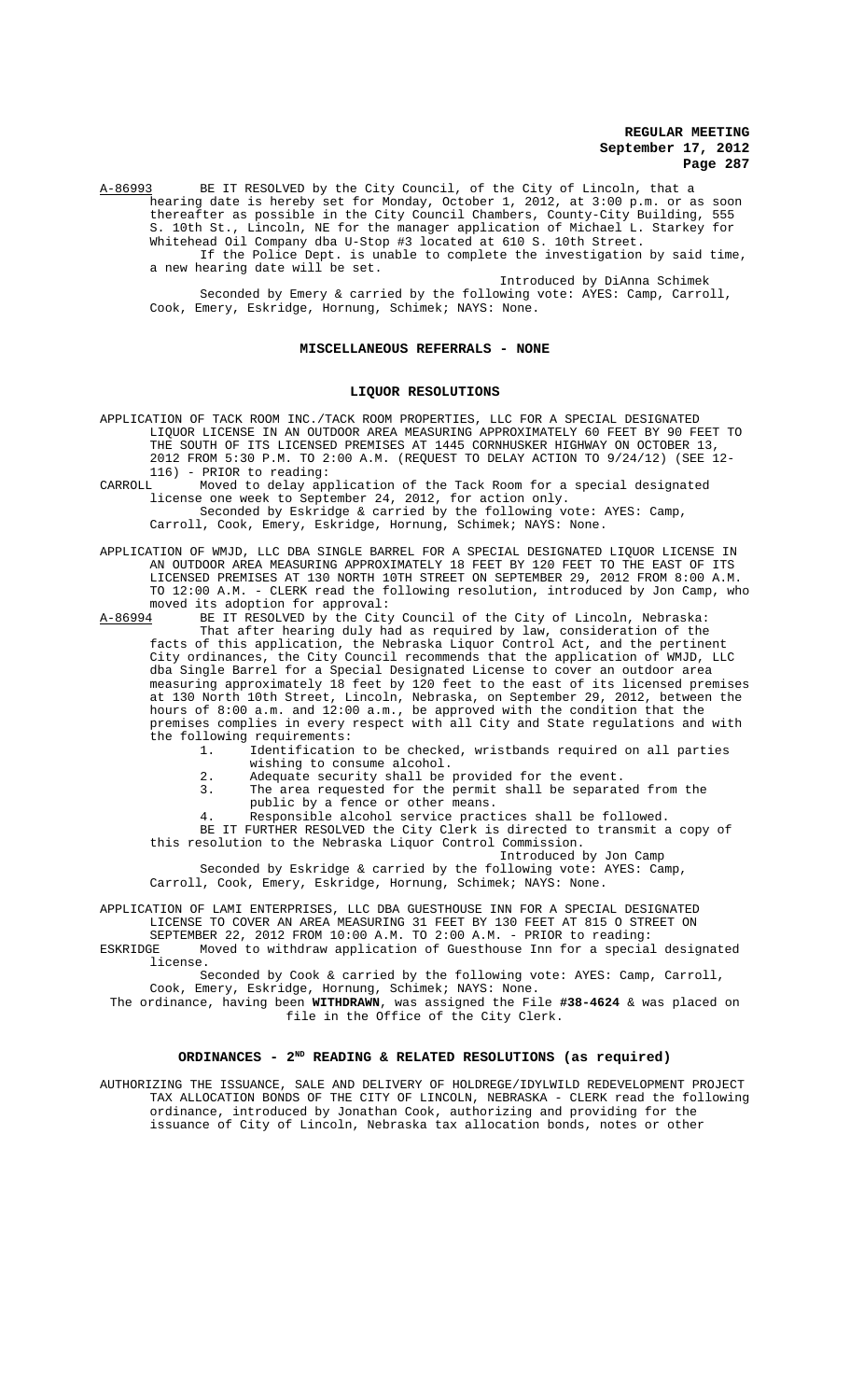A-86993 BE IT RESOLVED by the City Council, of the City of Lincoln, that a hearing date is hereby set for Monday, October 1, 2012, at 3:00 p.m. or as soon thereafter as possible in the City Council Chambers, County-City Building, 555 S. 10th St., Lincoln, NE for the manager application of Michael L. Starkey for Whitehead Oil Company dba U-Stop #3 located at 610 S. 10th Street.

If the Police Dept. is unable to complete the investigation by said time, a new hearing date will be set.

Introduced by DiAnna Schimek

Seconded by Emery & carried by the following vote: AYES: Camp, Carroll, Cook, Emery, Eskridge, Hornung, Schimek; NAYS: None.

## MISCELLANEOUS REFERRALS - NONE

## LIQUOR RESOLUTIONS

APPLICATION OF TACK ROOM INC./TACK ROOM PROPERTIES, LLC FOR A SPECIAL DESIGNATED LIQUOR LICENSE IN AN OUTDOOR AREA MEASURING APPROXIMATELY 60 FEET BY 90 FEET TO THE SOUTH OF ITS LICENSED PREMISES AT 1445 CORNHUSKER HIGHWAY ON OCTOBER 13, 2012 FROM 5:30 P.M. TO 2:00 A.M. (REQUEST TO DELAY ACTION TO 9/24/12) (SEE 12-116) - PRIOR to reading:

CARROLL Moved to delay application of the Tack Room for a special designated license one week to September 24, 2012, for action only.

Seconded by Eskridge & carried by the following vote: AYES: Camp, Carroll, Cook, Emery, Eskridge, Hornung, Schimek; NAYS: None.

APPLICATION OF WMJD, LLC DBA SINGLE BARREL FOR A SPECIAL DESIGNATED LIQUOR LICENSE IN AN OUTDOOR AREA MEASURING APPROXIMATELY 18 FEET BY 120 FEET TO THE EAST OF ITS LICENSED PREMISES AT 130 NORTH 10TH STREET ON SEPTEMBER 29, 2012 FROM 8:00 A.M. TO 12:00 A.M. - CLERK read the following resolution, introduced by Jon Camp, who moved its adoption for approval:

A-86994 BE IT RESOLVED by the City Council of the City of Lincoln, Nebraska:

That after hearing duly had as required by law, consideration of the facts of this application, the Nebraska Liquor Control Act, and the pertinent City ordinances, the City Council recommends that the application of WMJD, LLC dba Single Barrel for a Special Designated License to cover an outdoor area measuring approximately 18 feet by 120 feet to the east of its licensed premises at 130 North 10th Street, Lincoln, Nebraska, on September 29, 2012, between the hours of 8:00 a.m. and 12:00 a.m., be approved with the condition that the premises complies in every respect with all City and State regulations and with the following requirements:

1. Identification to be checked, wristbands required on all parties wishing to consume alcohol.
2. Adequate security shall be provided for the event.
3. The area requested for the permit shall be separated from the public by a fence or other means.
4. Responsible alcohol service practices shall be followed.

BE IT FURTHER RESOLVED the City Clerk is directed to transmit a copy of this resolution to the Nebraska Liquor Control Commission.

Introduced by Jon Camp

Seconded by Eskridge & carried by the following vote: AYES: Camp, Carroll, Cook, Emery, Eskridge, Hornung, Schimek; NAYS: None.

APPLICATION OF LAMI ENTERPRISES, LLC DBA GUESTHOUSE INN FOR A SPECIAL DESIGNATED LICENSE TO COVER AN AREA MEASURING 31 FEET BY 130 FEET AT 815 O STREET ON SEPTEMBER 22, 2012 FROM 10:00 A.M. TO 2:00 A.M. - PRIOR to reading:

ESKRIDGE Moved to withdraw application of Guesthouse Inn for a special designated license.

Seconded by Cook & carried by the following vote: AYES: Camp, Carroll, Cook, Emery, Eskridge, Hornung, Schimek; NAYS: None.

The ordinance, having been **WITHDRAWN**, was assigned the File **#38-4624** & was placed on file in the Office of the City Clerk.

## ORDINANCES - 2ND READING & RELATED RESOLUTIONS (as required)

AUTHORIZING THE ISSUANCE, SALE AND DELIVERY OF HOLDREGE/IDYLWILD REDEVELOPMENT PROJECT TAX ALLOCATION BONDS OF THE CITY OF LINCOLN, NEBRASKA - CLERK read the following ordinance, introduced by Jonathan Cook, authorizing and providing for the issuance of City of Lincoln, Nebraska tax allocation bonds, notes or other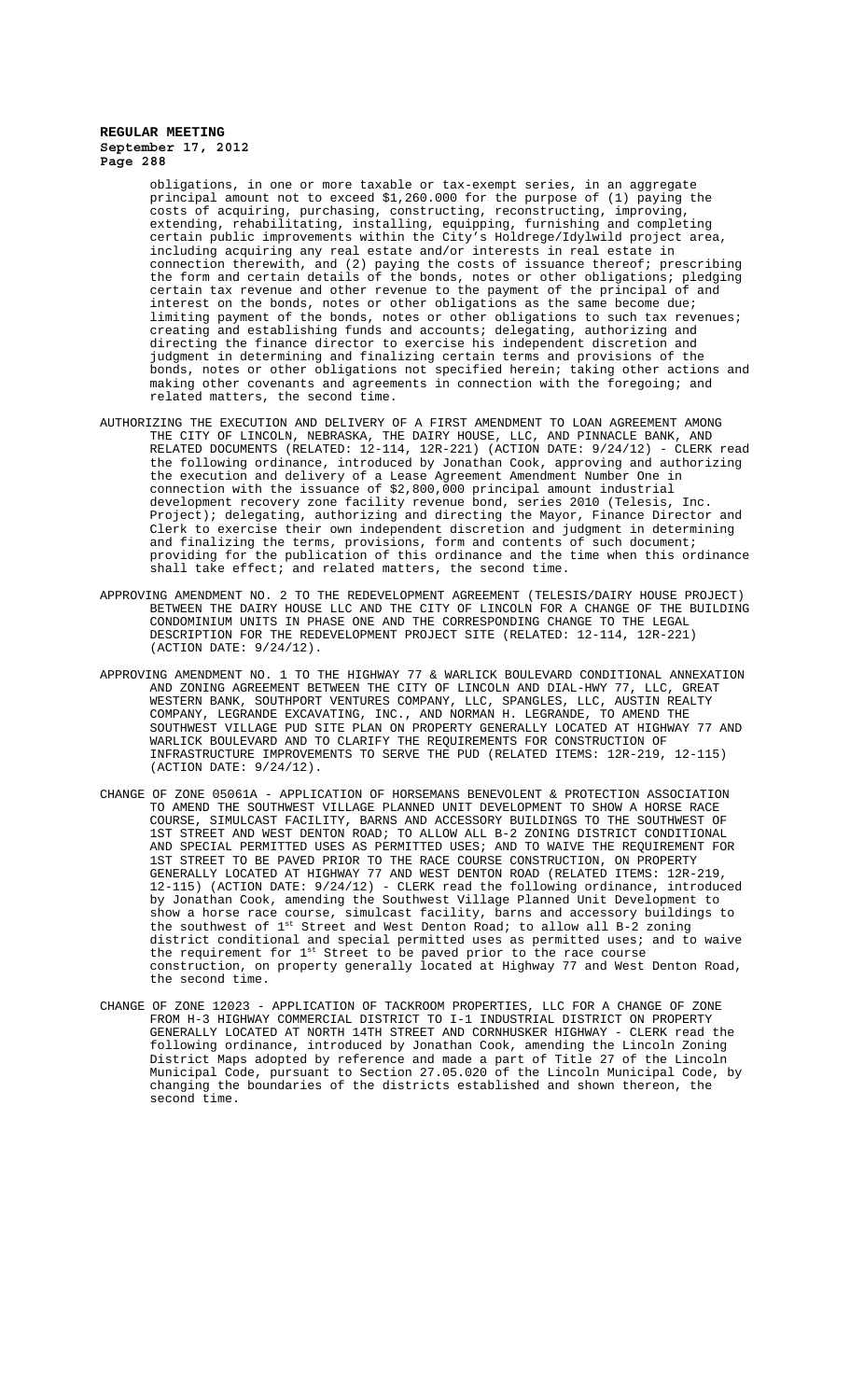obligations, in one or more taxable or tax-exempt series, in an aggregate principal amount not to exceed $1,260.000 for the purpose of (1) paying the costs of acquiring, purchasing, constructing, reconstructing, improving, extending, rehabilitating, installing, equipping, furnishing and completing certain public improvements within the City's Holdrege/Idylwild project area, including acquiring any real estate and/or interests in real estate in connection therewith, and (2) paying the costs of issuance thereof; prescribing the form and certain details of the bonds, notes or other obligations; pledging certain tax revenue and other revenue to the payment of the principal of and interest on the bonds, notes or other obligations as the same become due; limiting payment of the bonds, notes or other obligations to such tax revenues; creating and establishing funds and accounts; delegating, authorizing and directing the finance director to exercise his independent discretion and judgment in determining and finalizing certain terms and provisions of the bonds, notes or other obligations not specified herein; taking other actions and making other covenants and agreements in connection with the foregoing; and related matters, the second time.

AUTHORIZING THE EXECUTION AND DELIVERY OF A FIRST AMENDMENT TO LOAN AGREEMENT AMONG THE CITY OF LINCOLN, NEBRASKA, THE DAIRY HOUSE, LLC, AND PINNACLE BANK, AND RELATED DOCUMENTS (RELATED: 12-114, 12R-221) (ACTION DATE: 9/24/12) - CLERK read the following ordinance, introduced by Jonathan Cook, approving and authorizing the execution and delivery of a Lease Agreement Amendment Number One in connection with the issuance of $2,800,000 principal amount industrial development recovery zone facility revenue bond, series 2010 (Telesis, Inc. Project); delegating, authorizing and directing the Mayor, Finance Director and Clerk to exercise their own independent discretion and judgment in determining and finalizing the terms, provisions, form and contents of such document; providing for the publication of this ordinance and the time when this ordinance shall take effect; and related matters, the second time.

APPROVING AMENDMENT NO. 2 TO THE REDEVELOPMENT AGREEMENT (TELESIS/DAIRY HOUSE PROJECT) BETWEEN THE DAIRY HOUSE LLC AND THE CITY OF LINCOLN FOR A CHANGE OF THE BUILDING CONDOMINIUM UNITS IN PHASE ONE AND THE CORRESPONDING CHANGE TO THE LEGAL DESCRIPTION FOR THE REDEVELOPMENT PROJECT SITE (RELATED: 12-114, 12R-221) (ACTION DATE: 9/24/12).

APPROVING AMENDMENT NO. 1 TO THE HIGHWAY 77 & WARLICK BOULEVARD CONDITIONAL ANNEXATION AND ZONING AGREEMENT BETWEEN THE CITY OF LINCOLN AND DIAL-HWY 77, LLC, GREAT WESTERN BANK, SOUTHPORT VENTURES COMPANY, LLC, SPANGLES, LLC, AUSTIN REALTY COMPANY, LEGRANDE EXCAVATING, INC., AND NORMAN H. LEGRANDE, TO AMEND THE SOUTHWEST VILLAGE PUD SITE PLAN ON PROPERTY GENERALLY LOCATED AT HIGHWAY 77 AND WARLICK BOULEVARD AND TO CLARIFY THE REQUIREMENTS FOR CONSTRUCTION OF INFRASTRUCTURE IMPROVEMENTS TO SERVE THE PUD (RELATED ITEMS: 12R-219, 12-115) (ACTION DATE: 9/24/12).

CHANGE OF ZONE 05061A - APPLICATION OF HORSEMANS BENEVOLENT & PROTECTION ASSOCIATION TO AMEND THE SOUTHWEST VILLAGE PLANNED UNIT DEVELOPMENT TO SHOW A HORSE RACE COURSE, SIMULCAST FACILITY, BARNS AND ACCESSORY BUILDINGS TO THE SOUTHWEST OF 1ST STREET AND WEST DENTON ROAD; TO ALLOW ALL B-2 ZONING DISTRICT CONDITIONAL AND SPECIAL PERMITTED USES AS PERMITTED USES; AND TO WAIVE THE REQUIREMENT FOR 1ST STREET TO BE PAVED PRIOR TO THE RACE COURSE CONSTRUCTION, ON PROPERTY GENERALLY LOCATED AT HIGHWAY 77 AND WEST DENTON ROAD (RELATED ITEMS: 12R-219, 12-115) (ACTION DATE: 9/24/12) - CLERK read the following ordinance, introduced by Jonathan Cook, amending the Southwest Village Planned Unit Development to show a horse race course, simulcast facility, barns and accessory buildings to the southwest of 1st Street and West Denton Road; to allow all B-2 zoning district conditional and special permitted uses as permitted uses; and to waive the requirement for 1st Street to be paved prior to the race course construction, on property generally located at Highway 77 and West Denton Road, the second time.

CHANGE OF ZONE 12023 - APPLICATION OF TACKROOM PROPERTIES, LLC FOR A CHANGE OF ZONE FROM H-3 HIGHWAY COMMERCIAL DISTRICT TO I-1 INDUSTRIAL DISTRICT ON PROPERTY GENERALLY LOCATED AT NORTH 14TH STREET AND CORNHUSKER HIGHWAY - CLERK read the following ordinance, introduced by Jonathan Cook, amending the Lincoln Zoning District Maps adopted by reference and made a part of Title 27 of the Lincoln Municipal Code, pursuant to Section 27.05.020 of the Lincoln Municipal Code, by changing the boundaries of the districts established and shown thereon, the second time.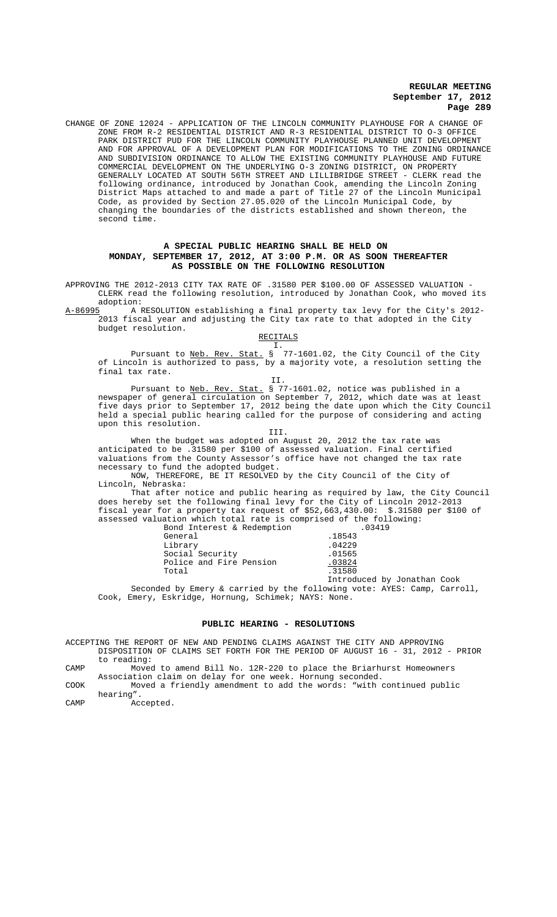CHANGE OF ZONE 12024 - APPLICATION OF THE LINCOLN COMMUNITY PLAYHOUSE FOR A CHANGE OF ZONE FROM R-2 RESIDENTIAL DISTRICT AND R-3 RESIDENTIAL DISTRICT TO O-3 OFFICE PARK DISTRICT PUD FOR THE LINCOLN COMMUNITY PLAYHOUSE PLANNED UNIT DEVELOPMENT AND FOR APPROVAL OF A DEVELOPMENT PLAN FOR MODIFICATIONS TO THE ZONING ORDINANCE AND SUBDIVISION ORDINANCE TO ALLOW THE EXISTING COMMUNITY PLAYHOUSE AND FUTURE COMMERCIAL DEVELOPMENT ON THE UNDERLYING O-3 ZONING DISTRICT, ON PROPERTY GENERALLY LOCATED AT SOUTH 56TH STREET AND LILLIBRIDGE STREET - CLERK read the following ordinance, introduced by Jonathan Cook, amending the Lincoln Zoning District Maps attached to and made a part of Title 27 of the Lincoln Municipal Code, as provided by Section 27.05.020 of the Lincoln Municipal Code, by changing the boundaries of the districts established and shown thereon, the second time.

## A SPECIAL PUBLIC HEARING SHALL BE HELD ON MONDAY, SEPTEMBER 17, 2012, AT 3:00 P.M. OR AS SOON THEREAFTER AS POSSIBLE ON THE FOLLOWING RESOLUTION

APPROVING THE 2012-2013 CITY TAX RATE OF .31580 PER $100.00 OF ASSESSED VALUATION - CLERK read the following resolution, introduced by Jonathan Cook, who moved its adoption:

A-86995 A RESOLUTION establishing a final property tax levy for the City's 2012-2013 fiscal year and adjusting the City tax rate to that adopted in the City budget resolution.

RECITALS

I.

Pursuant to Neb. Rev. Stat. § 77-1601.02, the City Council of the City of Lincoln is authorized to pass, by a majority vote, a resolution setting the final tax rate.

II.

Pursuant to Neb. Rev. Stat. § 77-1601.02, notice was published in a newspaper of general circulation on September 7, 2012, which date was at least five days prior to September 17, 2012 being the date upon which the City Council held a special public hearing called for the purpose of considering and acting upon this resolution.

III.

When the budget was adopted on August 20, 2012 the tax rate was anticipated to be .31580 per $100 of assessed valuation. Final certified valuations from the County Assessor's office have not changed the tax rate necessary to fund the adopted budget.

NOW, THEREFORE, BE IT RESOLVED by the City Council of the City of Lincoln, Nebraska:

That after notice and public hearing as required by law, the City Council does hereby set the following final levy for the City of Lincoln 2012-2013 fiscal year for a property tax request of $52,663,430.00: $.31580 per $100 of assessed valuation which total rate is comprised of the following:

| | |
|---|---|
| Bond Interest & Redemption | .03419 |
| General | .18543 |
| Library | .04229 |
| Social Security | .01565 |
| Police and Fire Pension | .03824 |
| Total | .31580 |

Introduced by Jonathan Cook

Seconded by Emery & carried by the following vote: AYES: Camp, Carroll, Cook, Emery, Eskridge, Hornung, Schimek; NAYS: None.

## PUBLIC HEARING - RESOLUTIONS

ACCEPTING THE REPORT OF NEW AND PENDING CLAIMS AGAINST THE CITY AND APPROVING DISPOSITION OF CLAIMS SET FORTH FOR THE PERIOD OF AUGUST 16 - 31, 2012 - PRIOR to reading:

CAMP Moved to amend Bill No. 12R-220 to place the Briarhurst Homeowners Association claim on delay for one week. Hornung seconded.

COOK Moved a friendly amendment to add the words: "with continued public hearing".

CAMP Accepted.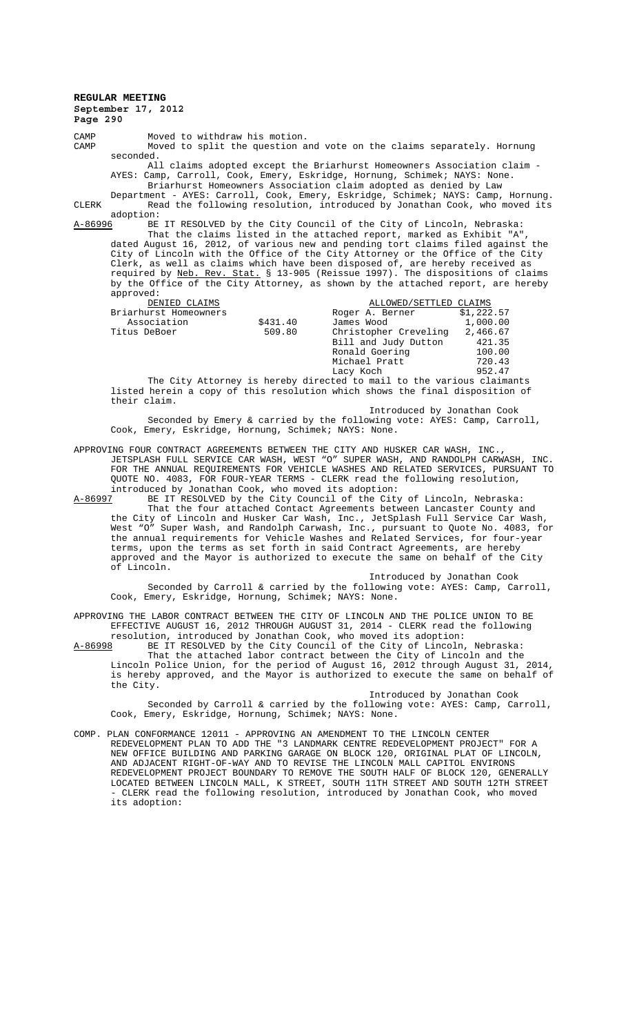CAMP Moved to withdraw his motion.

CAMP Moved to split the question and vote on the claims separately. Hornung seconded.

All claims adopted except the Briarhurst Homeowners Association claim - AYES: Camp, Carroll, Cook, Emery, Eskridge, Hornung, Schimek; NAYS: None.

Briarhurst Homeowners Association claim adopted as denied by Law Department - AYES: Carroll, Cook, Emery, Eskridge, Schimek; NAYS: Camp, Hornung.

CLERK Read the following resolution, introduced by Jonathan Cook, who moved its adoption:

A-86996 BE IT RESOLVED by the City Council of the City of Lincoln, Nebraska:

That the claims listed in the attached report, marked as Exhibit "A", dated August 16, 2012, of various new and pending tort claims filed against the City of Lincoln with the Office of the City Attorney or the Office of the City Clerk, as well as claims which have been disposed of, are hereby received as required by Neb. Rev. Stat. § 13-905 (Reissue 1997). The dispositions of claims by the Office of the City Attorney, as shown by the attached report, are hereby approved:

| DENIED CLAIMS | | ALLOWED/SETTLED CLAIMS | |
|---|---|---|---|
| Briarhurst Homeowners Association | $431.40 | Roger A. Berner | $1,222.57 |
| | | James Wood | 1,000.00 |
| Titus DeBoer | 509.80 | Christopher Creveling | 2,466.67 |
| | | Bill and Judy Dutton | 421.35 |
| | | Ronald Goering | 100.00 |
| | | Michael Pratt | 720.43 |
| | | Lacy Koch | 952.47 |

The City Attorney is hereby directed to mail to the various claimants listed herein a copy of this resolution which shows the final disposition of their claim.

Introduced by Jonathan Cook

Seconded by Emery & carried by the following vote: AYES: Camp, Carroll, Cook, Emery, Eskridge, Hornung, Schimek; NAYS: None.

APPROVING FOUR CONTRACT AGREEMENTS BETWEEN THE CITY AND HUSKER CAR WASH, INC., JETSPLASH FULL SERVICE CAR WASH, WEST "O" SUPER WASH, AND RANDOLPH CARWASH, INC. FOR THE ANNUAL REQUIREMENTS FOR VEHICLE WASHES AND RELATED SERVICES, PURSUANT TO QUOTE NO. 4083, FOR FOUR-YEAR TERMS - CLERK read the following resolution, introduced by Jonathan Cook, who moved its adoption:

A-86997 BE IT RESOLVED by the City Council of the City of Lincoln, Nebraska:

That the four attached Contact Agreements between Lancaster County and the City of Lincoln and Husker Car Wash, Inc., JetSplash Full Service Car Wash, West "O" Super Wash, and Randolph Carwash, Inc., pursuant to Quote No. 4083, for the annual requirements for Vehicle Washes and Related Services, for four-year terms, upon the terms as set forth in said Contract Agreements, are hereby approved and the Mayor is authorized to execute the same on behalf of the City of Lincoln.

Introduced by Jonathan Cook

Seconded by Carroll & carried by the following vote: AYES: Camp, Carroll, Cook, Emery, Eskridge, Hornung, Schimek; NAYS: None.

APPROVING THE LABOR CONTRACT BETWEEN THE CITY OF LINCOLN AND THE POLICE UNION TO BE EFFECTIVE AUGUST 16, 2012 THROUGH AUGUST 31, 2014 - CLERK read the following resolution, introduced by Jonathan Cook, who moved its adoption:

A-86998 BE IT RESOLVED by the City Council of the City of Lincoln, Nebraska:

That the attached labor contract between the City of Lincoln and the Lincoln Police Union, for the period of August 16, 2012 through August 31, 2014, is hereby approved, and the Mayor is authorized to execute the same on behalf of the City.

Introduced by Jonathan Cook

Seconded by Carroll & carried by the following vote: AYES: Camp, Carroll, Cook, Emery, Eskridge, Hornung, Schimek; NAYS: None.

COMP. PLAN CONFORMANCE 12011 - APPROVING AN AMENDMENT TO THE LINCOLN CENTER REDEVELOPMENT PLAN TO ADD THE "3 LANDMARK CENTRE REDEVELOPMENT PROJECT" FOR A NEW OFFICE BUILDING AND PARKING GARAGE ON BLOCK 120, ORIGINAL PLAT OF LINCOLN, AND ADJACENT RIGHT-OF-WAY AND TO REVISE THE LINCOLN MALL CAPITOL ENVIRONS REDEVELOPMENT PROJECT BOUNDARY TO REMOVE THE SOUTH HALF OF BLOCK 120, GENERALLY LOCATED BETWEEN LINCOLN MALL, K STREET, SOUTH 11TH STREET AND SOUTH 12TH STREET - CLERK read the following resolution, introduced by Jonathan Cook, who moved its adoption: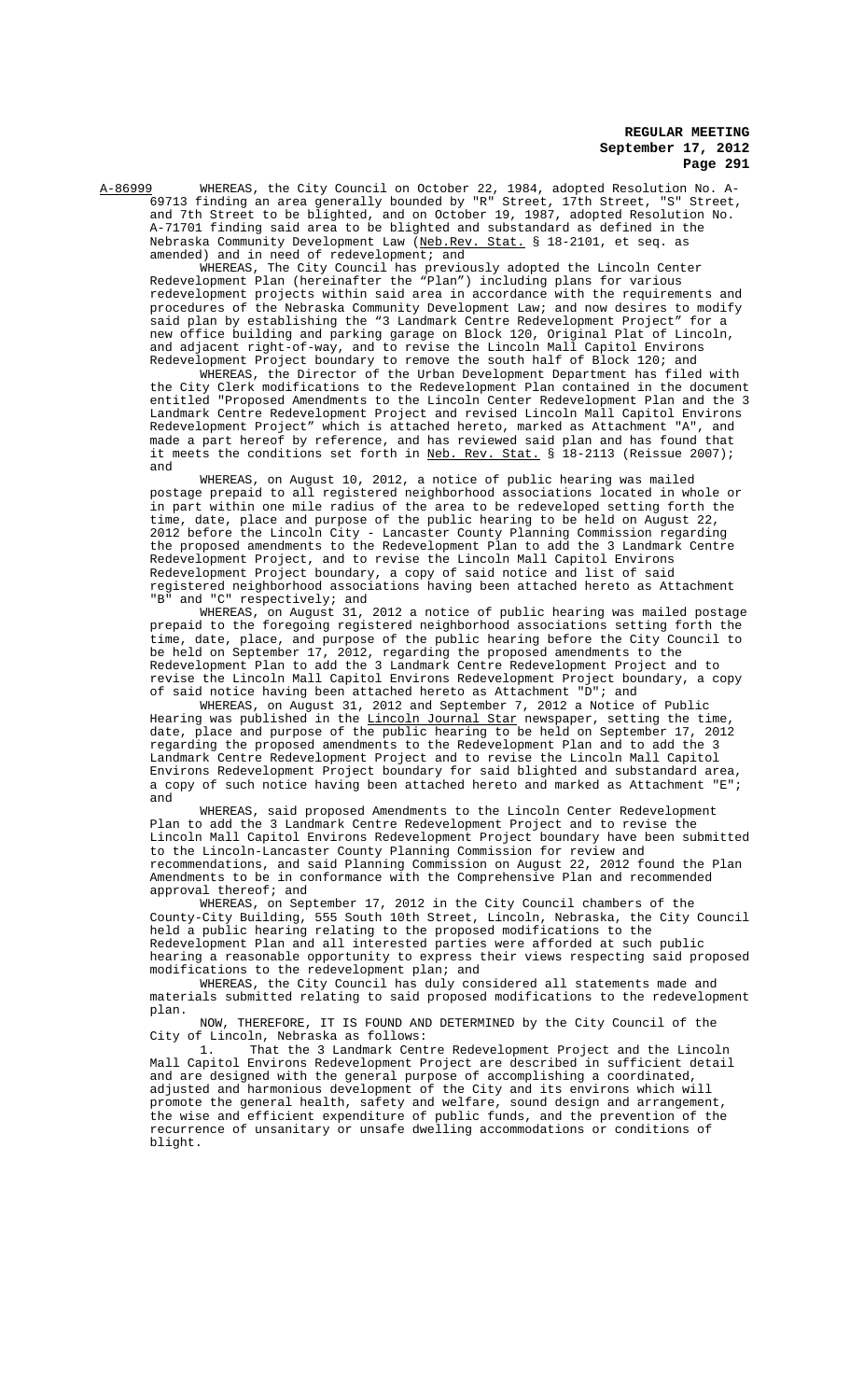A-86999 WHEREAS, the City Council on October 22, 1984, adopted Resolution No. A-69713 finding an area generally bounded by "R" Street, 17th Street, "S" Street, and 7th Street to be blighted, and on October 19, 1987, adopted Resolution No. A-71701 finding said area to be blighted and substandard as defined in the Nebraska Community Development Law (Neb.Rev. Stat. § 18-2101, et seq. as amended) and in need of redevelopment; and

WHEREAS, The City Council has previously adopted the Lincoln Center Redevelopment Plan (hereinafter the "Plan") including plans for various redevelopment projects within said area in accordance with the requirements and procedures of the Nebraska Community Development Law; and now desires to modify said plan by establishing the "3 Landmark Centre Redevelopment Project" for a new office building and parking garage on Block 120, Original Plat of Lincoln, and adjacent right-of-way, and to revise the Lincoln Mall Capitol Environs Redevelopment Project boundary to remove the south half of Block 120; and

WHEREAS, the Director of the Urban Development Department has filed with the City Clerk modifications to the Redevelopment Plan contained in the document entitled "Proposed Amendments to the Lincoln Center Redevelopment Plan and the 3 Landmark Centre Redevelopment Project and revised Lincoln Mall Capitol Environs Redevelopment Project" which is attached hereto, marked as Attachment "A", and made a part hereof by reference, and has reviewed said plan and has found that it meets the conditions set forth in Neb. Rev. Stat. § 18-2113 (Reissue 2007); and

WHEREAS, on August 10, 2012, a notice of public hearing was mailed postage prepaid to all registered neighborhood associations located in whole or in part within one mile radius of the area to be redeveloped setting forth the time, date, place and purpose of the public hearing to be held on August 22, 2012 before the Lincoln City - Lancaster County Planning Commission regarding the proposed amendments to the Redevelopment Plan to add the 3 Landmark Centre Redevelopment Project, and to revise the Lincoln Mall Capitol Environs Redevelopment Project boundary, a copy of said notice and list of said registered neighborhood associations having been attached hereto as Attachment "B" and "C" respectively; and

WHEREAS, on August 31, 2012 a notice of public hearing was mailed postage prepaid to the foregoing registered neighborhood associations setting forth the time, date, place, and purpose of the public hearing before the City Council to be held on September 17, 2012, regarding the proposed amendments to the Redevelopment Plan to add the 3 Landmark Centre Redevelopment Project and to revise the Lincoln Mall Capitol Environs Redevelopment Project boundary, a copy of said notice having been attached hereto as Attachment "D"; and

WHEREAS, on August 31, 2012 and September 7, 2012 a Notice of Public Hearing was published in the Lincoln Journal Star newspaper, setting the time, date, place and purpose of the public hearing to be held on September 17, 2012 regarding the proposed amendments to the Redevelopment Plan and to add the 3 Landmark Centre Redevelopment Project and to revise the Lincoln Mall Capitol Environs Redevelopment Project boundary for said blighted and substandard area, a copy of such notice having been attached hereto and marked as Attachment "E"; and

WHEREAS, said proposed Amendments to the Lincoln Center Redevelopment Plan to add the 3 Landmark Centre Redevelopment Project and to revise the Lincoln Mall Capitol Environs Redevelopment Project boundary have been submitted to the Lincoln-Lancaster County Planning Commission for review and recommendations, and said Planning Commission on August 22, 2012 found the Plan Amendments to be in conformance with the Comprehensive Plan and recommended approval thereof; and

WHEREAS, on September 17, 2012 in the City Council chambers of the County-City Building, 555 South 10th Street, Lincoln, Nebraska, the City Council held a public hearing relating to the proposed modifications to the Redevelopment Plan and all interested parties were afforded at such public hearing a reasonable opportunity to express their views respecting said proposed modifications to the redevelopment plan; and

WHEREAS, the City Council has duly considered all statements made and materials submitted relating to said proposed modifications to the redevelopment plan.

NOW, THEREFORE, IT IS FOUND AND DETERMINED by the City Council of the City of Lincoln, Nebraska as follows:

1. That the 3 Landmark Centre Redevelopment Project and the Lincoln Mall Capitol Environs Redevelopment Project are described in sufficient detail and are designed with the general purpose of accomplishing a coordinated, adjusted and harmonious development of the City and its environs which will promote the general health, safety and welfare, sound design and arrangement, the wise and efficient expenditure of public funds, and the prevention of the recurrence of unsanitary or unsafe dwelling accommodations or conditions of blight.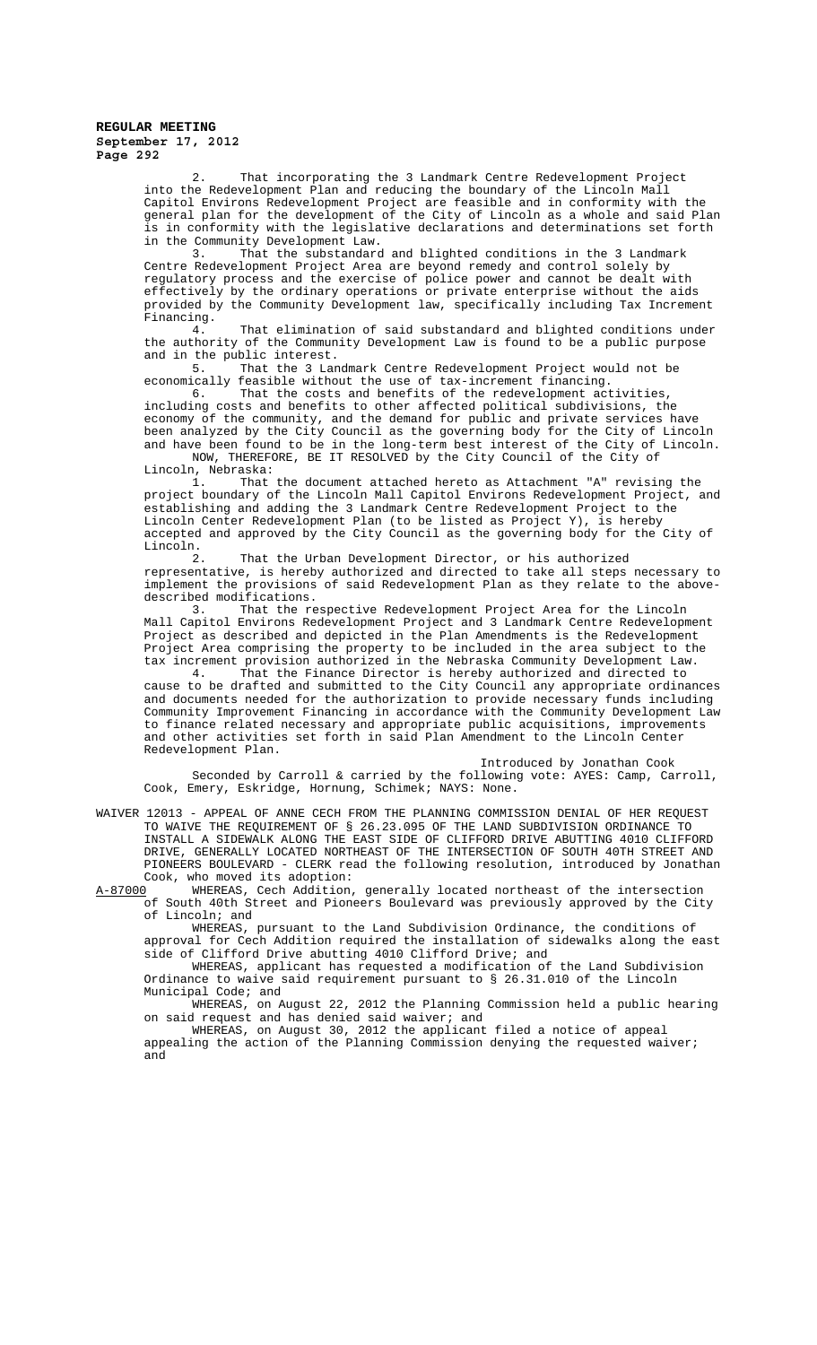2. That incorporating the 3 Landmark Centre Redevelopment Project into the Redevelopment Plan and reducing the boundary of the Lincoln Mall Capitol Environs Redevelopment Project are feasible and in conformity with the general plan for the development of the City of Lincoln as a whole and said Plan is in conformity with the legislative declarations and determinations set forth in the Community Development Law.

3. That the substandard and blighted conditions in the 3 Landmark Centre Redevelopment Project Area are beyond remedy and control solely by regulatory process and the exercise of police power and cannot be dealt with effectively by the ordinary operations or private enterprise without the aids provided by the Community Development law, specifically including Tax Increment Financing.

4. That elimination of said substandard and blighted conditions under the authority of the Community Development Law is found to be a public purpose and in the public interest.

5. That the 3 Landmark Centre Redevelopment Project would not be economically feasible without the use of tax-increment financing.

6. That the costs and benefits of the redevelopment activities, including costs and benefits to other affected political subdivisions, the economy of the community, and the demand for public and private services have been analyzed by the City Council as the governing body for the City of Lincoln and have been found to be in the long-term best interest of the City of Lincoln.

NOW, THEREFORE, BE IT RESOLVED by the City Council of the City of Lincoln, Nebraska:

1. That the document attached hereto as Attachment "A" revising the project boundary of the Lincoln Mall Capitol Environs Redevelopment Project, and establishing and adding the 3 Landmark Centre Redevelopment Project to the Lincoln Center Redevelopment Plan (to be listed as Project Y), is hereby accepted and approved by the City Council as the governing body for the City of Lincoln.

2. That the Urban Development Director, or his authorized representative, is hereby authorized and directed to take all steps necessary to implement the provisions of said Redevelopment Plan as they relate to the above-described modifications.

3. That the respective Redevelopment Project Area for the Lincoln Mall Capitol Environs Redevelopment Project and 3 Landmark Centre Redevelopment Project as described and depicted in the Plan Amendments is the Redevelopment Project Area comprising the property to be included in the area subject to the tax increment provision authorized in the Nebraska Community Development Law.

4. That the Finance Director is hereby authorized and directed to cause to be drafted and submitted to the City Council any appropriate ordinances and documents needed for the authorization to provide necessary funds including Community Improvement Financing in accordance with the Community Development Law to finance related necessary and appropriate public acquisitions, improvements and other activities set forth in said Plan Amendment to the Lincoln Center Redevelopment Plan.

Introduced by Jonathan Cook

Seconded by Carroll & carried by the following vote: AYES: Camp, Carroll, Cook, Emery, Eskridge, Hornung, Schimek; NAYS: None.

WAIVER 12013 - APPEAL OF ANNE CECH FROM THE PLANNING COMMISSION DENIAL OF HER REQUEST TO WAIVE THE REQUIREMENT OF § 26.23.095 OF THE LAND SUBDIVISION ORDINANCE TO INSTALL A SIDEWALK ALONG THE EAST SIDE OF CLIFFORD DRIVE ABUTTING 4010 CLIFFORD DRIVE, GENERALLY LOCATED NORTHEAST OF THE INTERSECTION OF SOUTH 40TH STREET AND PIONEERS BOULEVARD - CLERK read the following resolution, introduced by Jonathan Cook, who moved its adoption:

A-87000 WHEREAS, Cech Addition, generally located northeast of the intersection of South 40th Street and Pioneers Boulevard was previously approved by the City of Lincoln; and

WHEREAS, pursuant to the Land Subdivision Ordinance, the conditions of approval for Cech Addition required the installation of sidewalks along the east side of Clifford Drive abutting 4010 Clifford Drive; and

WHEREAS, applicant has requested a modification of the Land Subdivision Ordinance to waive said requirement pursuant to § 26.31.010 of the Lincoln Municipal Code; and

WHEREAS, on August 22, 2012 the Planning Commission held a public hearing on said request and has denied said waiver; and

WHEREAS, on August 30, 2012 the applicant filed a notice of appeal appealing the action of the Planning Commission denying the requested waiver; and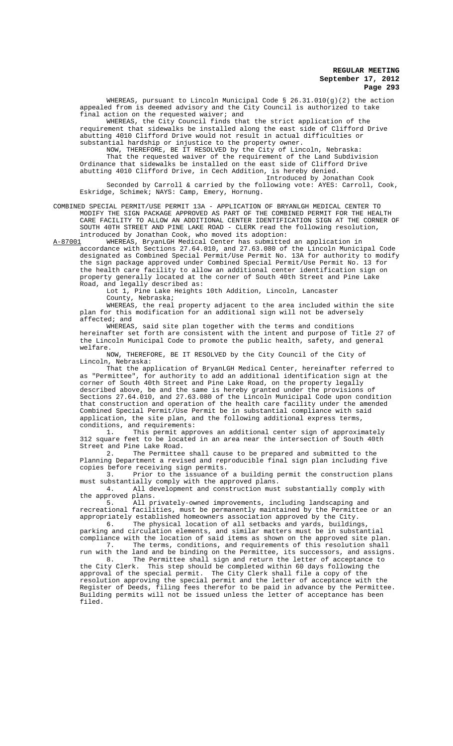WHEREAS, pursuant to Lincoln Municipal Code § 26.31.010(g)(2) the action appealed from is deemed advisory and the City Council is authorized to take final action on the requested waiver; and

WHEREAS, the City Council finds that the strict application of the requirement that sidewalks be installed along the east side of Clifford Drive abutting 4010 Clifford Drive would not result in actual difficulties or substantial hardship or injustice to the property owner.

NOW, THEREFORE, BE IT RESOLVED by the City of Lincoln, Nebraska:

That the requested waiver of the requirement of the Land Subdivision Ordinance that sidewalks be installed on the east side of Clifford Drive abutting 4010 Clifford Drive, in Cech Addition, is hereby denied.

Introduced by Jonathan Cook

Seconded by Carroll & carried by the following vote: AYES: Carroll, Cook, Eskridge, Schimek; NAYS: Camp, Emery, Hornung.

COMBINED SPECIAL PERMIT/USE PERMIT 13A - APPLICATION OF BRYANLGH MEDICAL CENTER TO MODIFY THE SIGN PACKAGE APPROVED AS PART OF THE COMBINED PERMIT FOR THE HEALTH CARE FACILITY TO ALLOW AN ADDITIONAL CENTER IDENTIFICATION SIGN AT THE CORNER OF SOUTH 40TH STREET AND PINE LAKE ROAD - CLERK read the following resolution, introduced by Jonathan Cook, who moved its adoption:

A-87001 WHEREAS, BryanLGH Medical Center has submitted an application in accordance with Sections 27.64.010, and 27.63.080 of the Lincoln Municipal Code designated as Combined Special Permit/Use Permit No. 13A for authority to modify the sign package approved under Combined Special Permit/Use Permit No. 13 for the health care facility to allow an additional center identification sign on property generally located at the corner of South 40th Street and Pine Lake Road, and legally described as:

Lot 1, Pine Lake Heights 10th Addition, Lincoln, Lancaster County, Nebraska;

WHEREAS, the real property adjacent to the area included within the site plan for this modification for an additional sign will not be adversely affected; and

WHEREAS, said site plan together with the terms and conditions hereinafter set forth are consistent with the intent and purpose of Title 27 of the Lincoln Municipal Code to promote the public health, safety, and general welfare.

NOW, THEREFORE, BE IT RESOLVED by the City Council of the City of Lincoln, Nebraska:

That the application of BryanLGH Medical Center, hereinafter referred to as "Permittee", for authority to add an additional identification sign at the corner of South 40th Street and Pine Lake Road, on the property legally described above, be and the same is hereby granted under the provisions of Sections 27.64.010, and 27.63.080 of the Lincoln Municipal Code upon condition that construction and operation of the health care facility under the amended Combined Special Permit/Use Permit be in substantial compliance with said application, the site plan, and the following additional express terms, conditions, and requirements:

1. This permit approves an additional center sign of approximately 312 square feet to be located in an area near the intersection of South 40th Street and Pine Lake Road.

2. The Permittee shall cause to be prepared and submitted to the Planning Department a revised and reproducible final sign plan including five copies before receiving sign permits.

3. Prior to the issuance of a building permit the construction plans must substantially comply with the approved plans.

4. All development and construction must substantially comply with the approved plans.

5. All privately-owned improvements, including landscaping and recreational facilities, must be permanently maintained by the Permittee or an appropriately established homeowners association approved by the City.

6. The physical location of all setbacks and yards, buildings, parking and circulation elements, and similar matters must be in substantial compliance with the location of said items as shown on the approved site plan.

7. The terms, conditions, and requirements of this resolution shall run with the land and be binding on the Permittee, its successors, and assigns.

8. The Permittee shall sign and return the letter of acceptance to the City Clerk. This step should be completed within 60 days following the approval of the special permit. The City Clerk shall file a copy of the resolution approving the special permit and the letter of acceptance with the Register of Deeds, filing fees therefor to be paid in advance by the Permittee. Building permits will not be issued unless the letter of acceptance has been filed.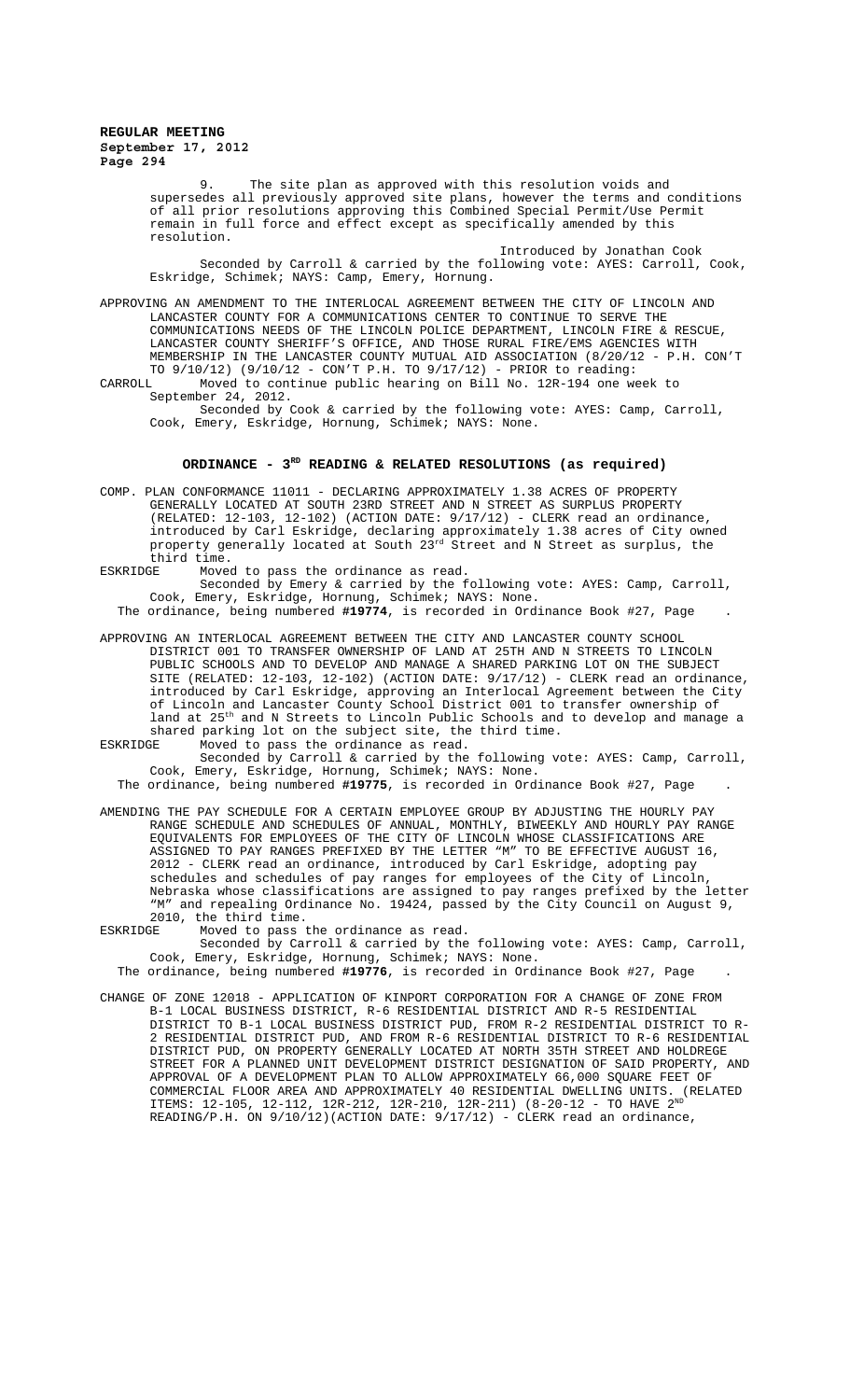9. The site plan as approved with this resolution voids and supersedes all previously approved site plans, however the terms and conditions of all prior resolutions approving this Combined Special Permit/Use Permit remain in full force and effect except as specifically amended by this resolution.

Introduced by Jonathan Cook

Seconded by Carroll & carried by the following vote: AYES: Carroll, Cook, Eskridge, Schimek; NAYS: Camp, Emery, Hornung.

APPROVING AN AMENDMENT TO THE INTERLOCAL AGREEMENT BETWEEN THE CITY OF LINCOLN AND LANCASTER COUNTY FOR A COMMUNICATIONS CENTER TO CONTINUE TO SERVE THE COMMUNICATIONS NEEDS OF THE LINCOLN POLICE DEPARTMENT, LINCOLN FIRE & RESCUE, LANCASTER COUNTY SHERIFF'S OFFICE, AND THOSE RURAL FIRE/EMS AGENCIES WITH MEMBERSHIP IN THE LANCASTER COUNTY MUTUAL AID ASSOCIATION (8/20/12 - P.H. CON'T TO 9/10/12) (9/10/12 - CON'T P.H. TO 9/17/12) - PRIOR to reading:

CARROLL Moved to continue public hearing on Bill No. 12R-194 one week to September 24, 2012.

Seconded by Cook & carried by the following vote: AYES: Camp, Carroll, Cook, Emery, Eskridge, Hornung, Schimek; NAYS: None.

## ORDINANCE - 3RD READING & RELATED RESOLUTIONS (as required)

COMP. PLAN CONFORMANCE 11011 - DECLARING APPROXIMATELY 1.38 ACRES OF PROPERTY GENERALLY LOCATED AT SOUTH 23RD STREET AND N STREET AS SURPLUS PROPERTY (RELATED: 12-103, 12-102) (ACTION DATE: 9/17/12) - CLERK read an ordinance, introduced by Carl Eskridge, declaring approximately 1.38 acres of City owned property generally located at South 23rd Street and N Street as surplus, the third time.

ESKRIDGE Moved to pass the ordinance as read.

Seconded by Emery & carried by the following vote: AYES: Camp, Carroll, Cook, Emery, Eskridge, Hornung, Schimek; NAYS: None.

The ordinance, being numbered **#19774**, is recorded in Ordinance Book #27, Page .

APPROVING AN INTERLOCAL AGREEMENT BETWEEN THE CITY AND LANCASTER COUNTY SCHOOL DISTRICT 001 TO TRANSFER OWNERSHIP OF LAND AT 25TH AND N STREETS TO LINCOLN PUBLIC SCHOOLS AND TO DEVELOP AND MANAGE A SHARED PARKING LOT ON THE SUBJECT SITE (RELATED: 12-103, 12-102) (ACTION DATE: 9/17/12) - CLERK read an ordinance, introduced by Carl Eskridge, approving an Interlocal Agreement between the City of Lincoln and Lancaster County School District 001 to transfer ownership of land at 25th and N Streets to Lincoln Public Schools and to develop and manage a shared parking lot on the subject site, the third time.

ESKRIDGE Moved to pass the ordinance as read.

Seconded by Carroll & carried by the following vote: AYES: Camp, Carroll, Cook, Emery, Eskridge, Hornung, Schimek; NAYS: None.

The ordinance, being numbered **#19775**, is recorded in Ordinance Book #27, Page .

AMENDING THE PAY SCHEDULE FOR A CERTAIN EMPLOYEE GROUP BY ADJUSTING THE HOURLY PAY RANGE SCHEDULE AND SCHEDULES OF ANNUAL, MONTHLY, BIWEEKLY AND HOURLY PAY RANGE EQUIVALENTS FOR EMPLOYEES OF THE CITY OF LINCOLN WHOSE CLASSIFICATIONS ARE ASSIGNED TO PAY RANGES PREFIXED BY THE LETTER "M" TO BE EFFECTIVE AUGUST 16, 2012 - CLERK read an ordinance, introduced by Carl Eskridge, adopting pay schedules and schedules of pay ranges for employees of the City of Lincoln, Nebraska whose classifications are assigned to pay ranges prefixed by the letter "M" and repealing Ordinance No. 19424, passed by the City Council on August 9, 2010, the third time.

ESKRIDGE Moved to pass the ordinance as read.

Seconded by Carroll & carried by the following vote: AYES: Camp, Carroll, Cook, Emery, Eskridge, Hornung, Schimek; NAYS: None.

The ordinance, being numbered **#19776**, is recorded in Ordinance Book #27, Page .

CHANGE OF ZONE 12018 - APPLICATION OF KINPORT CORPORATION FOR A CHANGE OF ZONE FROM B-1 LOCAL BUSINESS DISTRICT, R-6 RESIDENTIAL DISTRICT AND R-5 RESIDENTIAL DISTRICT TO B-1 LOCAL BUSINESS DISTRICT PUD, FROM R-2 RESIDENTIAL DISTRICT TO R-2 RESIDENTIAL DISTRICT PUD, AND FROM R-6 RESIDENTIAL DISTRICT TO R-6 RESIDENTIAL DISTRICT PUD, ON PROPERTY GENERALLY LOCATED AT NORTH 35TH STREET AND HOLDREGE STREET FOR A PLANNED UNIT DEVELOPMENT DISTRICT DESIGNATION OF SAID PROPERTY, AND APPROVAL OF A DEVELOPMENT PLAN TO ALLOW APPROXIMATELY 66,000 SQUARE FEET OF COMMERCIAL FLOOR AREA AND APPROXIMATELY 40 RESIDENTIAL DWELLING UNITS. (RELATED ITEMS: 12-105, 12-112, 12R-212, 12R-210, 12R-211) (8-20-12 - TO HAVE 2ND READING/P.H. ON 9/10/12)(ACTION DATE: 9/17/12) - CLERK read an ordinance,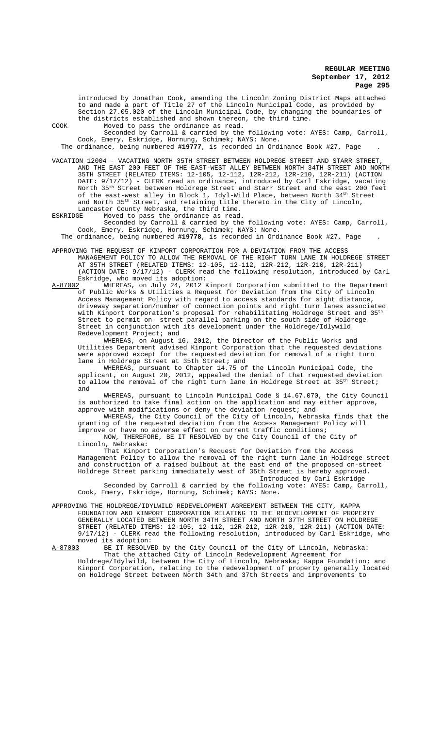introduced by Jonathan Cook, amending the Lincoln Zoning District Maps attached to and made a part of Title 27 of the Lincoln Municipal Code, as provided by Section 27.05.020 of the Lincoln Municipal Code, by changing the boundaries of the districts established and shown thereon, the third time.

COOK Moved to pass the ordinance as read.

Seconded by Carroll & carried by the following vote: AYES: Camp, Carroll, Cook, Emery, Eskridge, Hornung, Schimek; NAYS: None.

The ordinance, being numbered **#19777**, is recorded in Ordinance Book #27, Page .

VACATION 12004 - VACATING NORTH 35TH STREET BETWEEN HOLDREGE STREET AND STARR STREET, AND THE EAST 200 FEET OF THE EAST-WEST ALLEY BETWEEN NORTH 34TH STREET AND NORTH 35TH STREET (RELATED ITEMS: 12-105, 12-112, 12R-212, 12R-210, 12R-211) (ACTION DATE: 9/17/12) - CLERK read an ordinance, introduced by Carl Eskridge, vacating North 35th Street between Holdrege Street and Starr Street and the east 200 feet of the east-west alley in Block 1, Idyl-Wild Place, between North 34th Street and North 35th Street, and retaining title thereto in the City of Lincoln, Lancaster County Nebraska, the third time.

ESKRIDGE Moved to pass the ordinance as read.

Seconded by Carroll & carried by the following vote: AYES: Camp, Carroll, Cook, Emery, Eskridge, Hornung, Schimek; NAYS: None.

The ordinance, being numbered **#19778**, is recorded in Ordinance Book #27, Page .

APPROVING THE REQUEST OF KINPORT CORPORATION FOR A DEVIATION FROM THE ACCESS MANAGEMENT POLICY TO ALLOW THE REMOVAL OF THE RIGHT TURN LANE IN HOLDREGE STREET AT 35TH STREET (RELATED ITEMS: 12-105, 12-112, 12R-212, 12R-210, 12R-211) (ACTION DATE: 9/17/12) - CLERK read the following resolution, introduced by Carl Eskridge, who moved its adoption:

A-87002 WHEREAS, on July 24, 2012 Kinport Corporation submitted to the Department of Public Works & Utilities a Request for Deviation from the City of Lincoln Access Management Policy with regard to access standards for sight distance, driveway separation/number of connection points and right turn lanes associated with Kinport Corporation's proposal for rehabilitating Holdrege Street and 35th Street to permit on- street parallel parking on the south side of Holdrege Street in conjunction with its development under the Holdrege/Idlywild Redevelopment Project; and

WHEREAS, on August 16, 2012, the Director of the Public Works and Utilities Department advised Kinport Corporation that the requested deviations were approved except for the requested deviation for removal of a right turn lane in Holdrege Street at 35th Street; and

WHEREAS, pursuant to Chapter 14.75 of the Lincoln Municipal Code, the applicant, on August 20, 2012, appealed the denial of that requested deviation to allow the removal of the right turn lane in Holdrege Street at 35th Street; and

WHEREAS, pursuant to Lincoln Municipal Code § 14.67.070, the City Council is authorized to take final action on the application and may either approve, approve with modifications or deny the deviation request; and

WHEREAS, the City Council of the City of Lincoln, Nebraska finds that the granting of the requested deviation from the Access Management Policy will improve or have no adverse effect on current traffic conditions;

NOW, THEREFORE, BE IT RESOLVED by the City Council of the City of Lincoln, Nebraska:

That Kinport Corporation's Request for Deviation from the Access Management Policy to allow the removal of the right turn lane in Holdrege street and construction of a raised bulbout at the east end of the proposed on-street Holdrege Street parking immediately west of 35th Street is hereby approved.

Introduced by Carl Eskridge

Seconded by Carroll & carried by the following vote: AYES: Camp, Carroll, Cook, Emery, Eskridge, Hornung, Schimek; NAYS: None.

APPROVING THE HOLDREGE/IDYLWILD REDEVELOPMENT AGREEMENT BETWEEN THE CITY, KAPPA FOUNDATION AND KINPORT CORPORATION RELATING TO THE REDEVELOPMENT OF PROPERTY GENERALLY LOCATED BETWEEN NORTH 34TH STREET AND NORTH 37TH STREET ON HOLDREGE STREET (RELATED ITEMS: 12-105, 12-112, 12R-212, 12R-210, 12R-211) (ACTION DATE: 9/17/12) - CLERK read the following resolution, introduced by Carl Eskridge, who moved its adoption:

A-87003 BE IT RESOLVED by the City Council of the City of Lincoln, Nebraska:

That the attached City of Lincoln Redevelopment Agreement for Holdrege/Idylwild, between the City of Lincoln, Nebraska; Kappa Foundation; and Kinport Corporation, relating to the redevelopment of property generally located on Holdrege Street between North 34th and 37th Streets and improvements to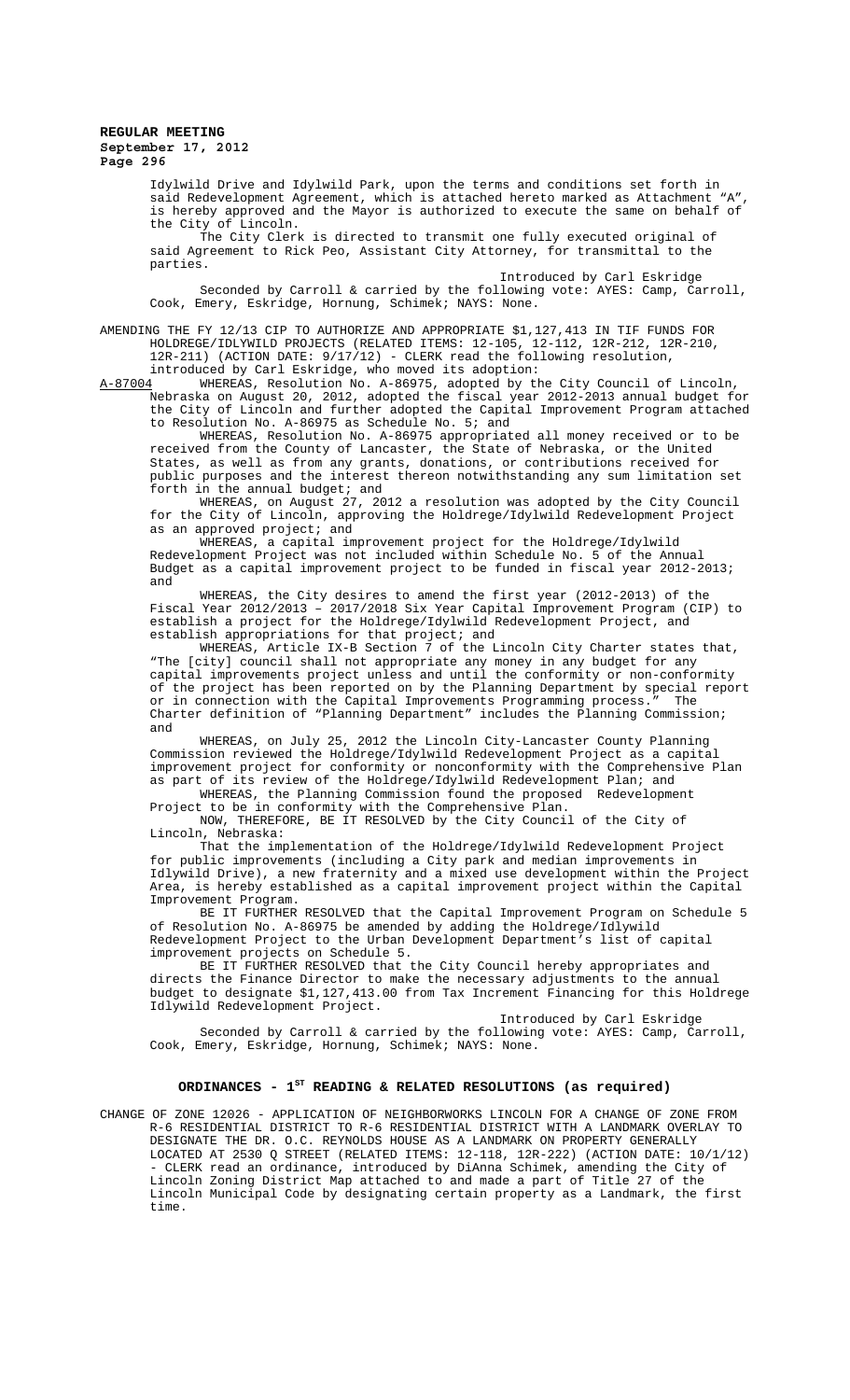Idylwild Drive and Idylwild Park, upon the terms and conditions set forth in said Redevelopment Agreement, which is attached hereto marked as Attachment "A", is hereby approved and the Mayor is authorized to execute the same on behalf of the City of Lincoln.

The City Clerk is directed to transmit one fully executed original of said Agreement to Rick Peo, Assistant City Attorney, for transmittal to the parties.

Introduced by Carl Eskridge

Seconded by Carroll & carried by the following vote: AYES: Camp, Carroll, Cook, Emery, Eskridge, Hornung, Schimek; NAYS: None.

AMENDING THE FY 12/13 CIP TO AUTHORIZE AND APPROPRIATE $1,127,413 IN TIF FUNDS FOR HOLDREGE/IDYLWILD PROJECTS (RELATED ITEMS: 12-105, 12-112, 12R-210, 12R-212, 12R-211) (ACTION DATE: 9/17/12) - CLERK read the following resolution, introduced by Carl Eskridge, who moved its adoption:

A-87004 WHEREAS, Resolution No. A-86975, adopted by the City Council of Lincoln, Nebraska on August 20, 2012, adopted the fiscal year 2012-2013 annual budget for the City of Lincoln and further adopted the Capital Improvement Program attached to Resolution No. A-86975 as Schedule No. 5; and

WHEREAS, Resolution No. A-86975 appropriated all money received or to be received from the County of Lancaster, the State of Nebraska, or the United States, as well as from any grants, donations, or contributions received for public purposes and the interest thereon notwithstanding any sum limitation set forth in the annual budget; and

WHEREAS, on August 27, 2012 a resolution was adopted by the City Council for the City of Lincoln, approving the Holdrege/Idylwild Redevelopment Project as an approved project; and

WHEREAS, a capital improvement project for the Holdrege/Idylwild Redevelopment Project was not included within Schedule No. 5 of the Annual Budget as a capital improvement project to be funded in fiscal year 2012-2013; and

WHEREAS, the City desires to amend the first year (2012-2013) of the Fiscal Year 2012/2013 – 2017/2018 Six Year Capital Improvement Program (CIP) to establish a project for the Holdrege/Idylwild Redevelopment Project, and establish appropriations for that project; and

WHEREAS, Article IX-B Section 7 of the Lincoln City Charter states that, "The [city] council shall not appropriate any money in any budget for any capital improvements project unless and until the conformity or non-conformity of the project has been reported on by the Planning Department by special report or in connection with the Capital Improvements Programming process." The Charter definition of "Planning Department" includes the Planning Commission; and

WHEREAS, on July 25, 2012 the Lincoln City-Lancaster County Planning Commission reviewed the Holdrege/Idylwild Redevelopment Project as a capital improvement project for conformity or nonconformity with the Comprehensive Plan as part of its review of the Holdrege/Idylwild Redevelopment Plan; and

WHEREAS, the Planning Commission found the proposed Redevelopment Project to be in conformity with the Comprehensive Plan.

NOW, THEREFORE, BE IT RESOLVED by the City Council of the City of Lincoln, Nebraska:

That the implementation of the Holdrege/Idylwild Redevelopment Project for public improvements (including a City park and median improvements in Idylwild Drive), a new fraternity and a mixed use development within the Project Area, is hereby established as a capital improvement project within the Capital Improvement Program.

BE IT FURTHER RESOLVED that the Capital Improvement Program on Schedule 5 of Resolution No. A-86975 be amended by adding the Holdrege/Idylwild Redevelopment Project to the Urban Development Department's list of capital improvement projects on Schedule 5.

BE IT FURTHER RESOLVED that the City Council hereby appropriates and directs the Finance Director to make the necessary adjustments to the annual budget to designate $1,127,413.00 from Tax Increment Financing for this Holdrege Idylwild Redevelopment Project.

Introduced by Carl Eskridge

Seconded by Carroll & carried by the following vote: AYES: Camp, Carroll, Cook, Emery, Eskridge, Hornung, Schimek; NAYS: None.

## ORDINANCES - 1ST READING & RELATED RESOLUTIONS (as required)

CHANGE OF ZONE 12026 - APPLICATION OF NEIGHBORWORKS LINCOLN FOR A CHANGE OF ZONE FROM R-6 RESIDENTIAL DISTRICT TO R-6 RESIDENTIAL DISTRICT WITH A LANDMARK OVERLAY TO DESIGNATE THE DR. O.C. REYNOLDS HOUSE AS A LANDMARK ON PROPERTY GENERALLY LOCATED AT 2530 Q STREET (RELATED ITEMS: 12-118, 12R-222) (ACTION DATE: 10/1/12) - CLERK read an ordinance, introduced by DiAnna Schimek, amending the City of Lincoln Zoning District Map attached to and made a part of Title 27 of the Lincoln Municipal Code by designating certain property as a Landmark, the first time.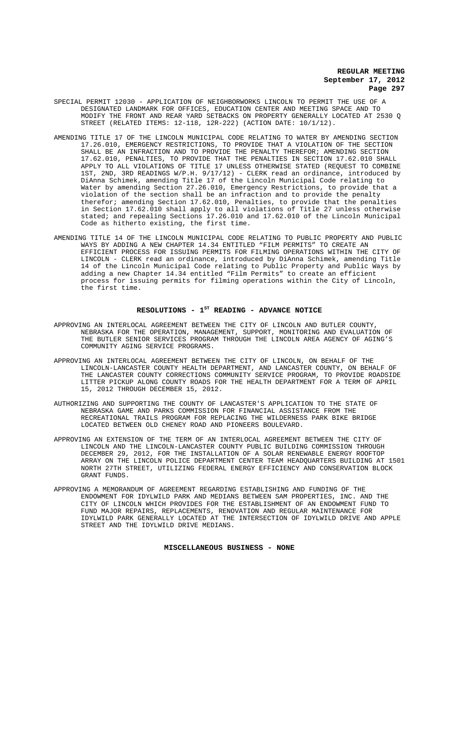SPECIAL PERMIT 12030 - APPLICATION OF NEIGHBORWORKS LINCOLN TO PERMIT THE USE OF A DESIGNATED LANDMARK FOR OFFICES, EDUCATION CENTER AND MEETING SPACE AND TO MODIFY THE FRONT AND REAR YARD SETBACKS ON PROPERTY GENERALLY LOCATED AT 2530 Q STREET (RELATED ITEMS: 12-118, 12R-222) (ACTION DATE: 10/1/12).

AMENDING TITLE 17 OF THE LINCOLN MUNICIPAL CODE RELATING TO WATER BY AMENDING SECTION 17.26.010, EMERGENCY RESTRICTIONS, TO PROVIDE THAT A VIOLATION OF THE SECTION SHALL BE AN INFRACTION AND TO PROVIDE THE PENALTY THEREFOR; AMENDING SECTION 17.62.010, PENALTIES, TO PROVIDE THAT THE PENALTIES IN SECTION 17.62.010 SHALL APPLY TO ALL VIOLATIONS OF TITLE 17 UNLESS OTHERWISE STATED (REQUEST TO COMBINE 1ST, 2ND, 3RD READINGS W/P.H. 9/17/12) - CLERK read an ordinance, introduced by DiAnna Schimek, amending Title 17 of the Lincoln Municipal Code relating to Water by amending Section 27.26.010, Emergency Restrictions, to provide that a violation of the section shall be an infraction and to provide the penalty therefor; amending Section 17.62.010, Penalties, to provide that the penalties in Section 17.62.010 shall apply to all violations of Title 27 unless otherwise stated; and repealing Sections 17.26.010 and 17.62.010 of the Lincoln Municipal Code as hitherto existing, the first time.

AMENDING TITLE 14 OF THE LINCOLN MUNICIPAL CODE RELATING TO PUBLIC PROPERTY AND PUBLIC WAYS BY ADDING A NEW CHAPTER 14.34 ENTITLED "FILM PERMITS" TO CREATE AN EFFICIENT PROCESS FOR ISSUING PERMITS FOR FILMING OPERATIONS WITHIN THE CITY OF LINCOLN - CLERK read an ordinance, introduced by DiAnna Schimek, amending Title 14 of the Lincoln Municipal Code relating to Public Property and Public Ways by adding a new Chapter 14.34 entitled "Film Permits" to create an efficient process for issuing permits for filming operations within the City of Lincoln, the first time.

## RESOLUTIONS - 1ST READING - ADVANCE NOTICE

APPROVING AN INTERLOCAL AGREEMENT BETWEEN THE CITY OF LINCOLN AND BUTLER COUNTY, NEBRASKA FOR THE OPERATION, MANAGEMENT, SUPPORT, MONITORING AND EVALUATION OF THE BUTLER SENIOR SERVICES PROGRAM THROUGH THE LINCOLN AREA AGENCY OF AGING'S COMMUNITY AGING SERVICE PROGRAMS.

APPROVING AN INTERLOCAL AGREEMENT BETWEEN THE CITY OF LINCOLN, ON BEHALF OF THE LINCOLN-LANCASTER COUNTY HEALTH DEPARTMENT, AND LANCASTER COUNTY, ON BEHALF OF THE LANCASTER COUNTY CORRECTIONS COMMUNITY SERVICE PROGRAM, TO PROVIDE ROADSIDE LITTER PICKUP ALONG COUNTY ROADS FOR THE HEALTH DEPARTMENT FOR A TERM OF APRIL 15, 2012 THROUGH DECEMBER 15, 2012.

AUTHORIZING AND SUPPORTING THE COUNTY OF LANCASTER'S APPLICATION TO THE STATE OF NEBRASKA GAME AND PARKS COMMISSION FOR FINANCIAL ASSISTANCE FROM THE RECREATIONAL TRAILS PROGRAM FOR REPLACING THE WILDERNESS PARK BIKE BRIDGE LOCATED BETWEEN OLD CHENEY ROAD AND PIONEERS BOULEVARD.

APPROVING AN EXTENSION OF THE TERM OF AN INTERLOCAL AGREEMENT BETWEEN THE CITY OF LINCOLN AND THE LINCOLN-LANCASTER COUNTY PUBLIC BUILDING COMMISSION THROUGH DECEMBER 29, 2012, FOR THE INSTALLATION OF A SOLAR RENEWABLE ENERGY ROOFTOP ARRAY ON THE LINCOLN POLICE DEPARTMENT CENTER TEAM HEADQUARTERS BUILDING AT 1501 NORTH 27TH STREET, UTILIZING FEDERAL ENERGY EFFICIENCY AND CONSERVATION BLOCK GRANT FUNDS.

APPROVING A MEMORANDUM OF AGREEMENT REGARDING ESTABLISHING AND FUNDING OF THE ENDOWMENT FOR IDYLWILD PARK AND MEDIANS BETWEEN SAM PROPERTIES, INC. AND THE CITY OF LINCOLN WHICH PROVIDES FOR THE ESTABLISHMENT OF AN ENDOWMENT FUND TO FUND MAJOR REPAIRS, REPLACEMENTS, RENOVATION AND REGULAR MAINTENANCE FOR IDYLWILD PARK GENERALLY LOCATED AT THE INTERSECTION OF IDYLWILD DRIVE AND APPLE STREET AND THE IDYLWILD DRIVE MEDIANS.

## MISCELLANEOUS BUSINESS - NONE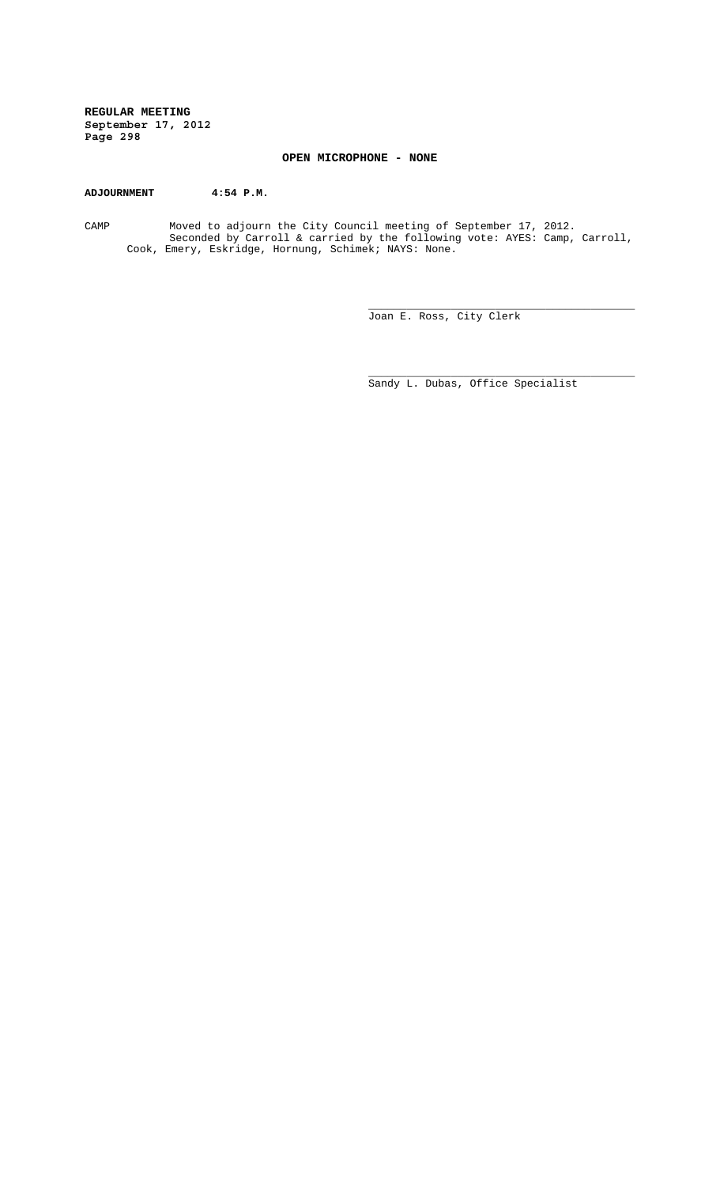## OPEN MICROPHONE - NONE

**ADJOURNMENT 4:54 P.M.**

CAMP Moved to adjourn the City Council meeting of September 17, 2012. Seconded by Carroll & carried by the following vote: AYES: Camp, Carroll, Cook, Emery, Eskridge, Hornung, Schimek; NAYS: None.

\_\_\_\_\_\_\_\_\_\_\_\_\_\_\_\_\_\_\_\_\_\_\_\_\_\_\_\_\_\_\_\_\_\_\_\_\_\_\_\_
Joan E. Ross, City Clerk

\_\_\_\_\_\_\_\_\_\_\_\_\_\_\_\_\_\_\_\_\_\_\_\_\_\_\_\_\_\_\_\_\_\_\_\_\_\_\_\_
Sandy L. Dubas, Office Specialist